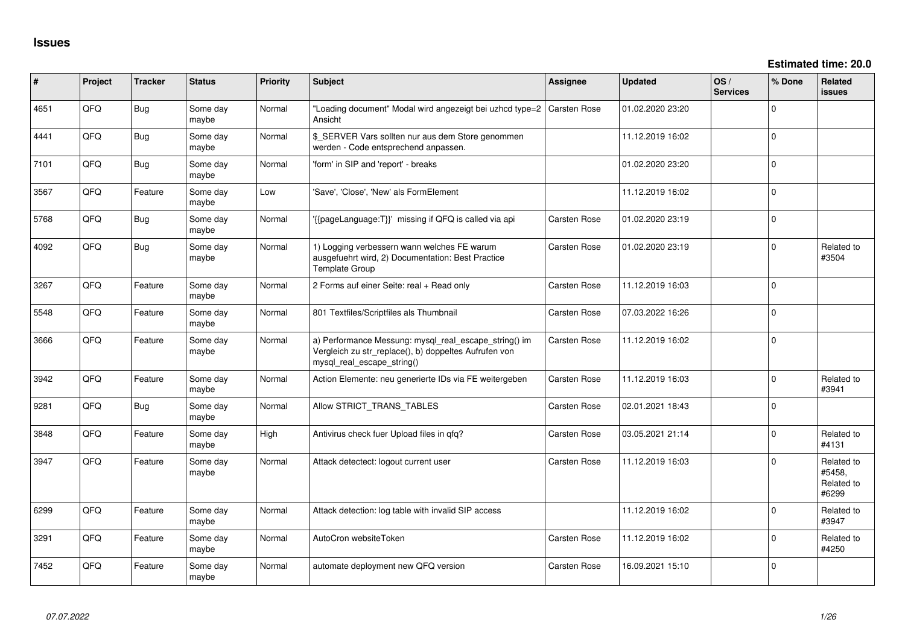# Issues

**Estimated time: 20.0**

| # | Project | Tracker | Status | Priority | Subject | Assignee | Updated | OS / Services | % Done | Related issues |
|---|---|---|---|---|---|---|---|---|---|---|
| 4651 | QFQ | Bug | Some day maybe | Normal | "Loading document" Modal wird angezeigt bei uzhcd type=2 Ansicht | Carsten Rose | 01.02.2020 23:20 | | 0 | |
| 4441 | QFQ | Bug | Some day maybe | Normal | $_SERVER Vars sollten nur aus dem Store genommen werden - Code entsprechend anpassen. | | 11.12.2019 16:02 | | 0 | |
| 7101 | QFQ | Bug | Some day maybe | Normal | 'form' in SIP and 'report' - breaks | | 01.02.2020 23:20 | | 0 | |
| 3567 | QFQ | Feature | Some day maybe | Low | 'Save', 'Close', 'New' als FormElement | | 11.12.2019 16:02 | | 0 | |
| 5768 | QFQ | Bug | Some day maybe | Normal | '{{pageLanguage:T}}' missing if QFQ is called via api | Carsten Rose | 01.02.2020 23:19 | | 0 | |
| 4092 | QFQ | Bug | Some day maybe | Normal | 1) Logging verbessern wann welches FE warum ausgefuehrt wird, 2) Documentation: Best Practice Template Group | Carsten Rose | 01.02.2020 23:19 | | 0 | Related to #3504 |
| 3267 | QFQ | Feature | Some day maybe | Normal | 2 Forms auf einer Seite: real + Read only | Carsten Rose | 11.12.2019 16:03 | | 0 | |
| 5548 | QFQ | Feature | Some day maybe | Normal | 801 Textfiles/Scriptfiles als Thumbnail | Carsten Rose | 07.03.2022 16:26 | | 0 | |
| 3666 | QFQ | Feature | Some day maybe | Normal | a) Performance Messung: mysql_real_escape_string() im Vergleich zu str_replace(), b) doppeltes Aufrufen von mysql_real_escape_string() | Carsten Rose | 11.12.2019 16:02 | | 0 | |
| 3942 | QFQ | Feature | Some day maybe | Normal | Action Elemente: neu generierte IDs via FE weitergeben | Carsten Rose | 11.12.2019 16:03 | | 0 | Related to #3941 |
| 9281 | QFQ | Bug | Some day maybe | Normal | Allow STRICT_TRANS_TABLES | Carsten Rose | 02.01.2021 18:43 | | 0 | |
| 3848 | QFQ | Feature | Some day maybe | High | Antivirus check fuer Upload files in qfq? | Carsten Rose | 03.05.2021 21:14 | | 0 | Related to #4131 |
| 3947 | QFQ | Feature | Some day maybe | Normal | Attack detectect: logout current user | Carsten Rose | 11.12.2019 16:03 | | 0 | Related to #5458, Related to #6299 |
| 6299 | QFQ | Feature | Some day maybe | Normal | Attack detection: log table with invalid SIP access | | 11.12.2019 16:02 | | 0 | Related to #3947 |
| 3291 | QFQ | Feature | Some day maybe | Normal | AutoCron websiteToken | Carsten Rose | 11.12.2019 16:02 | | 0 | Related to #4250 |
| 7452 | QFQ | Feature | Some day maybe | Normal | automate deployment new QFQ version | Carsten Rose | 16.09.2021 15:10 | | 0 | |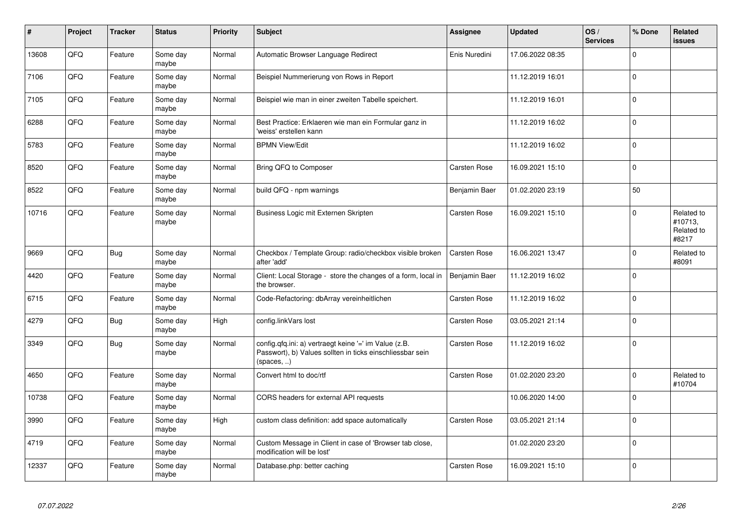| # | Project | Tracker | Status | Priority | Subject | Assignee | Updated | OS / Services | % Done | Related issues |
|---|---|---|---|---|---|---|---|---|---|---|
| 13608 | QFQ | Feature | Some day maybe | Normal | Automatic Browser Language Redirect | Enis Nuredini | 17.06.2022 08:35 | | 0 | |
| 7106 | QFQ | Feature | Some day maybe | Normal | Beispiel Nummerierung von Rows in Report | | 11.12.2019 16:01 | | 0 | |
| 7105 | QFQ | Feature | Some day maybe | Normal | Beispiel wie man in einer zweiten Tabelle speichert. | | 11.12.2019 16:01 | | 0 | |
| 6288 | QFQ | Feature | Some day maybe | Normal | Best Practice: Erklaeren wie man ein Formular ganz in 'weiss' erstellen kann | | 11.12.2019 16:02 | | 0 | |
| 5783 | QFQ | Feature | Some day maybe | Normal | BPMN View/Edit | | 11.12.2019 16:02 | | 0 | |
| 8520 | QFQ | Feature | Some day maybe | Normal | Bring QFQ to Composer | Carsten Rose | 16.09.2021 15:10 | | 0 | |
| 8522 | QFQ | Feature | Some day maybe | Normal | build QFQ - npm warnings | Benjamin Baer | 01.02.2020 23:19 | | 50 | |
| 10716 | QFQ | Feature | Some day maybe | Normal | Business Logic mit Externen Skripten | Carsten Rose | 16.09.2021 15:10 | | 0 | Related to #10713, Related to #8217 |
| 9669 | QFQ | Bug | Some day maybe | Normal | Checkbox / Template Group: radio/checkbox visible broken after 'add' | Carsten Rose | 16.06.2021 13:47 | | 0 | Related to #8091 |
| 4420 | QFQ | Feature | Some day maybe | Normal | Client: Local Storage - store the changes of a form, local in the browser. | Benjamin Baer | 11.12.2019 16:02 | | 0 | |
| 6715 | QFQ | Feature | Some day maybe | Normal | Code-Refactoring: dbArray vereinheitlichen | Carsten Rose | 11.12.2019 16:02 | | 0 | |
| 4279 | QFQ | Bug | Some day maybe | High | config.linkVars lost | Carsten Rose | 03.05.2021 21:14 | | 0 | |
| 3349 | QFQ | Bug | Some day maybe | Normal | config.qfq.ini: a) vertraegt keine '=' im Value (z.B. Passwort), b) Values sollten in ticks einschliessbar sein (spaces, ..) | Carsten Rose | 11.12.2019 16:02 | | 0 | |
| 4650 | QFQ | Feature | Some day maybe | Normal | Convert html to doc/rtf | Carsten Rose | 01.02.2020 23:20 | | 0 | Related to #10704 |
| 10738 | QFQ | Feature | Some day maybe | Normal | CORS headers for external API requests | | 10.06.2020 14:00 | | 0 | |
| 3990 | QFQ | Feature | Some day maybe | High | custom class definition: add space automatically | Carsten Rose | 03.05.2021 21:14 | | 0 | |
| 4719 | QFQ | Feature | Some day maybe | Normal | Custom Message in Client in case of 'Browser tab close, modification will be lost' | | 01.02.2020 23:20 | | 0 | |
| 12337 | QFQ | Feature | Some day maybe | Normal | Database.php: better caching | Carsten Rose | 16.09.2021 15:10 | | 0 | |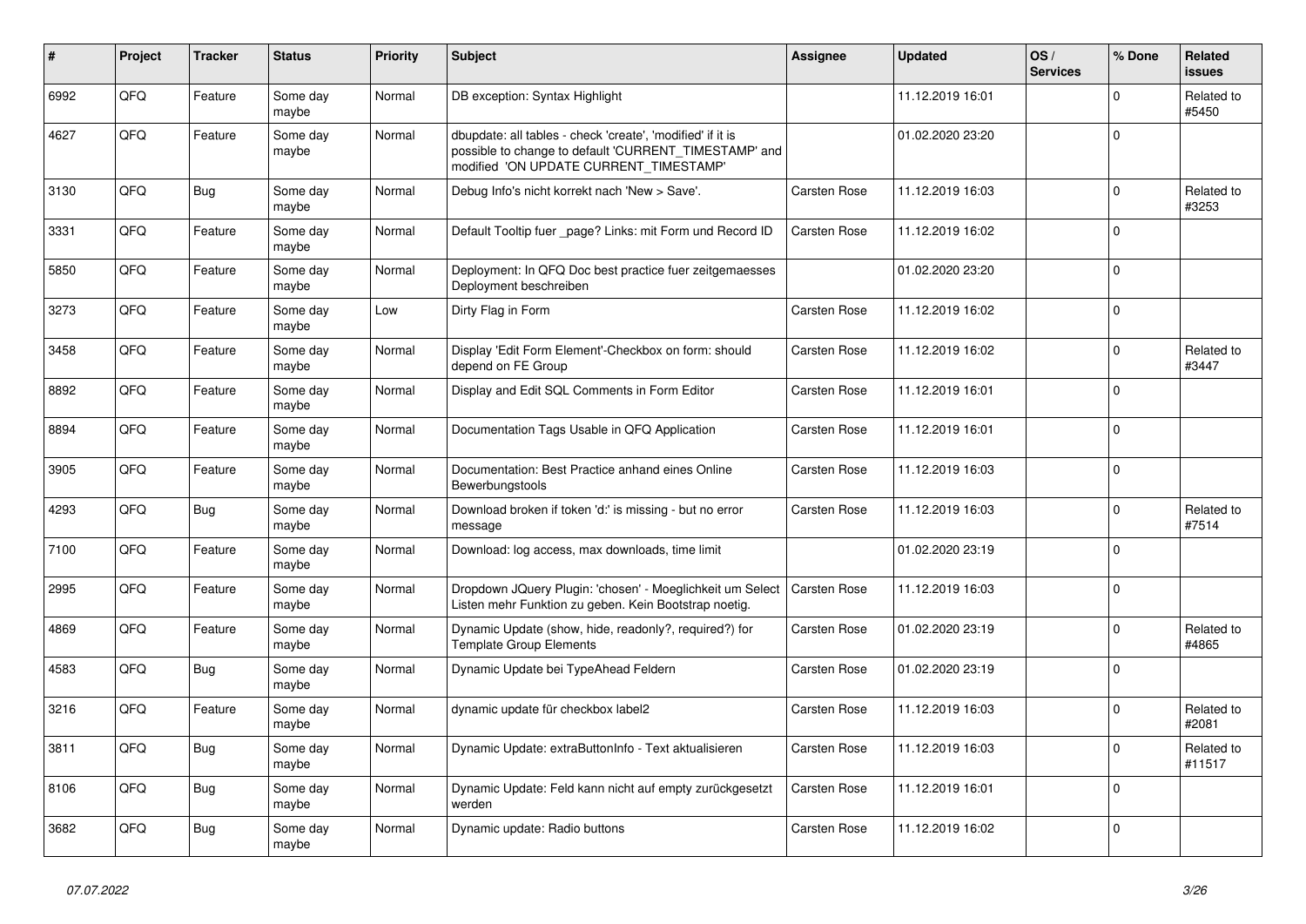| # | Project | Tracker | Status | Priority | Subject | Assignee | Updated | OS / Services | % Done | Related issues |
|---|---|---|---|---|---|---|---|---|---|---|
| 6992 | QFQ | Feature | Some day maybe | Normal | DB exception: Syntax Highlight | | 11.12.2019 16:01 | | 0 | Related to #5450 |
| 4627 | QFQ | Feature | Some day maybe | Normal | dbupdate: all tables - check 'create', 'modified' if it is possible to change to default 'CURRENT_TIMESTAMP' and modified 'ON UPDATE CURRENT_TIMESTAMP' | | 01.02.2020 23:20 | | 0 | |
| 3130 | QFQ | Bug | Some day maybe | Normal | Debug Info's nicht korrekt nach 'New > Save'. | Carsten Rose | 11.12.2019 16:03 | | 0 | Related to #3253 |
| 3331 | QFQ | Feature | Some day maybe | Normal | Default Tooltip fuer _page? Links: mit Form und Record ID | Carsten Rose | 11.12.2019 16:02 | | 0 | |
| 5850 | QFQ | Feature | Some day maybe | Normal | Deployment: In QFQ Doc best practice fuer zeitgemaesses Deployment beschreiben | | 01.02.2020 23:20 | | 0 | |
| 3273 | QFQ | Feature | Some day maybe | Low | Dirty Flag in Form | Carsten Rose | 11.12.2019 16:02 | | 0 | |
| 3458 | QFQ | Feature | Some day maybe | Normal | Display 'Edit Form Element'-Checkbox on form: should depend on FE Group | Carsten Rose | 11.12.2019 16:02 | | 0 | Related to #3447 |
| 8892 | QFQ | Feature | Some day maybe | Normal | Display and Edit SQL Comments in Form Editor | Carsten Rose | 11.12.2019 16:01 | | 0 | |
| 8894 | QFQ | Feature | Some day maybe | Normal | Documentation Tags Usable in QFQ Application | Carsten Rose | 11.12.2019 16:01 | | 0 | |
| 3905 | QFQ | Feature | Some day maybe | Normal | Documentation: Best Practice anhand eines Online Bewerbungstools | Carsten Rose | 11.12.2019 16:03 | | 0 | |
| 4293 | QFQ | Bug | Some day maybe | Normal | Download broken if token 'd:' is missing - but no error message | Carsten Rose | 11.12.2019 16:03 | | 0 | Related to #7514 |
| 7100 | QFQ | Feature | Some day maybe | Normal | Download: log access, max downloads, time limit | | 01.02.2020 23:19 | | 0 | |
| 2995 | QFQ | Feature | Some day maybe | Normal | Dropdown JQuery Plugin: 'chosen' - Moeglichkeit um Select Listen mehr Funktion zu geben. Kein Bootstrap noetig. | Carsten Rose | 11.12.2019 16:03 | | 0 | |
| 4869 | QFQ | Feature | Some day maybe | Normal | Dynamic Update (show, hide, readonly?, required?) for Template Group Elements | Carsten Rose | 01.02.2020 23:19 | | 0 | Related to #4865 |
| 4583 | QFQ | Bug | Some day maybe | Normal | Dynamic Update bei TypeAhead Feldern | Carsten Rose | 01.02.2020 23:19 | | 0 | |
| 3216 | QFQ | Feature | Some day maybe | Normal | dynamic update für checkbox label2 | Carsten Rose | 11.12.2019 16:03 | | 0 | Related to #2081 |
| 3811 | QFQ | Bug | Some day maybe | Normal | Dynamic Update: extraButtonInfo - Text aktualisieren | Carsten Rose | 11.12.2019 16:03 | | 0 | Related to #11517 |
| 8106 | QFQ | Bug | Some day maybe | Normal | Dynamic Update: Feld kann nicht auf empty zurückgesetzt werden | Carsten Rose | 11.12.2019 16:01 | | 0 | |
| 3682 | QFQ | Bug | Some day maybe | Normal | Dynamic update: Radio buttons | Carsten Rose | 11.12.2019 16:02 | | 0 | |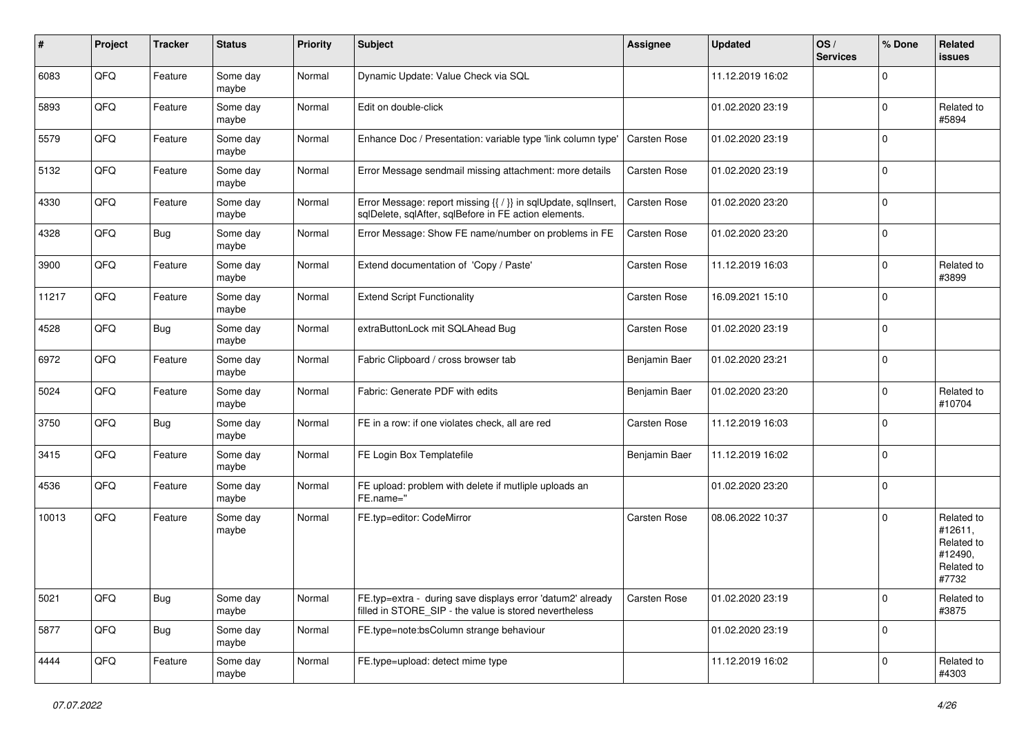| # | Project | Tracker | Status | Priority | Subject | Assignee | Updated | OS / Services | % Done | Related issues |
|---|---|---|---|---|---|---|---|---|---|---|
| 6083 | QFQ | Feature | Some day maybe | Normal | Dynamic Update: Value Check via SQL | | 11.12.2019 16:02 | | 0 | |
| 5893 | QFQ | Feature | Some day maybe | Normal | Edit on double-click | | 01.02.2020 23:19 | | 0 | Related to #5894 |
| 5579 | QFQ | Feature | Some day maybe | Normal | Enhance Doc / Presentation: variable type 'link column type' | Carsten Rose | 01.02.2020 23:19 | | 0 | |
| 5132 | QFQ | Feature | Some day maybe | Normal | Error Message sendmail missing attachment: more details | Carsten Rose | 01.02.2020 23:19 | | 0 | |
| 4330 | QFQ | Feature | Some day maybe | Normal | Error Message: report missing {{ / }} in sqlUpdate, sqlInsert, sqlDelete, sqlAfter, sqlBefore in FE action elements. | Carsten Rose | 01.02.2020 23:20 | | 0 | |
| 4328 | QFQ | Bug | Some day maybe | Normal | Error Message: Show FE name/number on problems in FE | Carsten Rose | 01.02.2020 23:20 | | 0 | |
| 3900 | QFQ | Feature | Some day maybe | Normal | Extend documentation of 'Copy / Paste' | Carsten Rose | 11.12.2019 16:03 | | 0 | Related to #3899 |
| 11217 | QFQ | Feature | Some day maybe | Normal | Extend Script Functionality | Carsten Rose | 16.09.2021 15:10 | | 0 | |
| 4528 | QFQ | Bug | Some day maybe | Normal | extraButtonLock mit SQLAhead Bug | Carsten Rose | 01.02.2020 23:19 | | 0 | |
| 6972 | QFQ | Feature | Some day maybe | Normal | Fabric Clipboard / cross browser tab | Benjamin Baer | 01.02.2020 23:21 | | 0 | |
| 5024 | QFQ | Feature | Some day maybe | Normal | Fabric: Generate PDF with edits | Benjamin Baer | 01.02.2020 23:20 | | 0 | Related to #10704 |
| 3750 | QFQ | Bug | Some day maybe | Normal | FE in a row: if one violates check, all are red | Carsten Rose | 11.12.2019 16:03 | | 0 | |
| 3415 | QFQ | Feature | Some day maybe | Normal | FE Login Box Templatefile | Benjamin Baer | 11.12.2019 16:02 | | 0 | |
| 4536 | QFQ | Feature | Some day maybe | Normal | FE upload: problem with delete if mutliple uploads an FE.name=" | | 01.02.2020 23:20 | | 0 | |
| 10013 | QFQ | Feature | Some day maybe | Normal | FE.typ=editor: CodeMirror | Carsten Rose | 08.06.2022 10:37 | | 0 | Related to #12611, Related to #12490, Related to #7732 |
| 5021 | QFQ | Bug | Some day maybe | Normal | FE.typ=extra - during save displays error 'datum2' already filled in STORE_SIP - the value is stored nevertheless | Carsten Rose | 01.02.2020 23:19 | | 0 | Related to #3875 |
| 5877 | QFQ | Bug | Some day maybe | Normal | FE.type=note:bsColumn strange behaviour | | 01.02.2020 23:19 | | 0 | |
| 4444 | QFQ | Feature | Some day maybe | Normal | FE.type=upload: detect mime type | | 11.12.2019 16:02 | | 0 | Related to #4303 |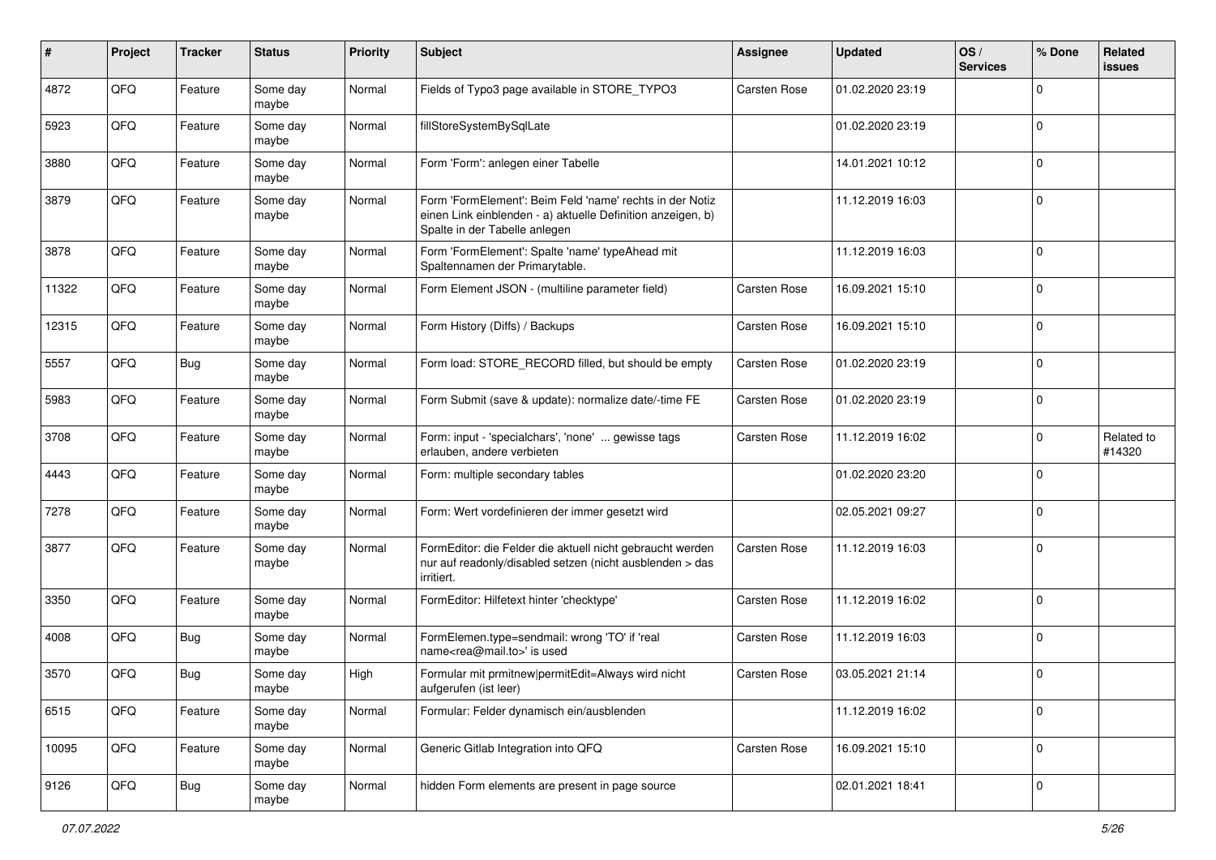| # | Project | Tracker | Status | Priority | Subject | Assignee | Updated | OS / Services | % Done | Related issues |
|---|---|---|---|---|---|---|---|---|---|---|
| 4872 | QFQ | Feature | Some day maybe | Normal | Fields of Typo3 page available in STORE_TYPO3 | Carsten Rose | 01.02.2020 23:19 | | 0 | |
| 5923 | QFQ | Feature | Some day maybe | Normal | fillStoreSystemBySqlLate | | 01.02.2020 23:19 | | 0 | |
| 3880 | QFQ | Feature | Some day maybe | Normal | Form 'Form': anlegen einer Tabelle | | 14.01.2021 10:12 | | 0 | |
| 3879 | QFQ | Feature | Some day maybe | Normal | Form 'FormElement': Beim Feld 'name' rechts in der Notiz einen Link einblenden - a) aktuelle Definition anzeigen, b) Spalte in der Tabelle anlegen | | 11.12.2019 16:03 | | 0 | |
| 3878 | QFQ | Feature | Some day maybe | Normal | Form 'FormElement': Spalte 'name' typeAhead mit Spaltennamen der Primarytable. | | 11.12.2019 16:03 | | 0 | |
| 11322 | QFQ | Feature | Some day maybe | Normal | Form Element JSON - (multiline parameter field) | Carsten Rose | 16.09.2021 15:10 | | 0 | |
| 12315 | QFQ | Feature | Some day maybe | Normal | Form History (Diffs) / Backups | Carsten Rose | 16.09.2021 15:10 | | 0 | |
| 5557 | QFQ | Bug | Some day maybe | Normal | Form load: STORE_RECORD filled, but should be empty | Carsten Rose | 01.02.2020 23:19 | | 0 | |
| 5983 | QFQ | Feature | Some day maybe | Normal | Form Submit (save & update): normalize date/-time FE | Carsten Rose | 01.02.2020 23:19 | | 0 | |
| 3708 | QFQ | Feature | Some day maybe | Normal | Form: input - 'specialchars', 'none' ... gewisse tags erlauben, andere verbieten | Carsten Rose | 11.12.2019 16:02 | | 0 | Related to #14320 |
| 4443 | QFQ | Feature | Some day maybe | Normal | Form: multiple secondary tables | | 01.02.2020 23:20 | | 0 | |
| 7278 | QFQ | Feature | Some day maybe | Normal | Form: Wert vordefinieren der immer gesetzt wird | | 02.05.2021 09:27 | | 0 | |
| 3877 | QFQ | Feature | Some day maybe | Normal | FormEditor: die Felder die aktuell nicht gebraucht werden nur auf readonly/disabled setzen (nicht ausblenden > das irritiert. | Carsten Rose | 11.12.2019 16:03 | | 0 | |
| 3350 | QFQ | Feature | Some day maybe | Normal | FormEditor: Hilfetext hinter 'checktype' | Carsten Rose | 11.12.2019 16:02 | | 0 | |
| 4008 | QFQ | Bug | Some day maybe | Normal | FormElemen.type=sendmail: wrong 'TO' if 'real name<rea@mail.to>' is used | Carsten Rose | 11.12.2019 16:03 | | 0 | |
| 3570 | QFQ | Bug | Some day maybe | High | Formular mit prmitnew\|permitEdit=Always wird nicht aufgerufen (ist leer) | Carsten Rose | 03.05.2021 21:14 | | 0 | |
| 6515 | QFQ | Feature | Some day maybe | Normal | Formular: Felder dynamisch ein/ausblenden | | 11.12.2019 16:02 | | 0 | |
| 10095 | QFQ | Feature | Some day maybe | Normal | Generic Gitlab Integration into QFQ | Carsten Rose | 16.09.2021 15:10 | | 0 | |
| 9126 | QFQ | Bug | Some day maybe | Normal | hidden Form elements are present in page source | | 02.01.2021 18:41 | | 0 | |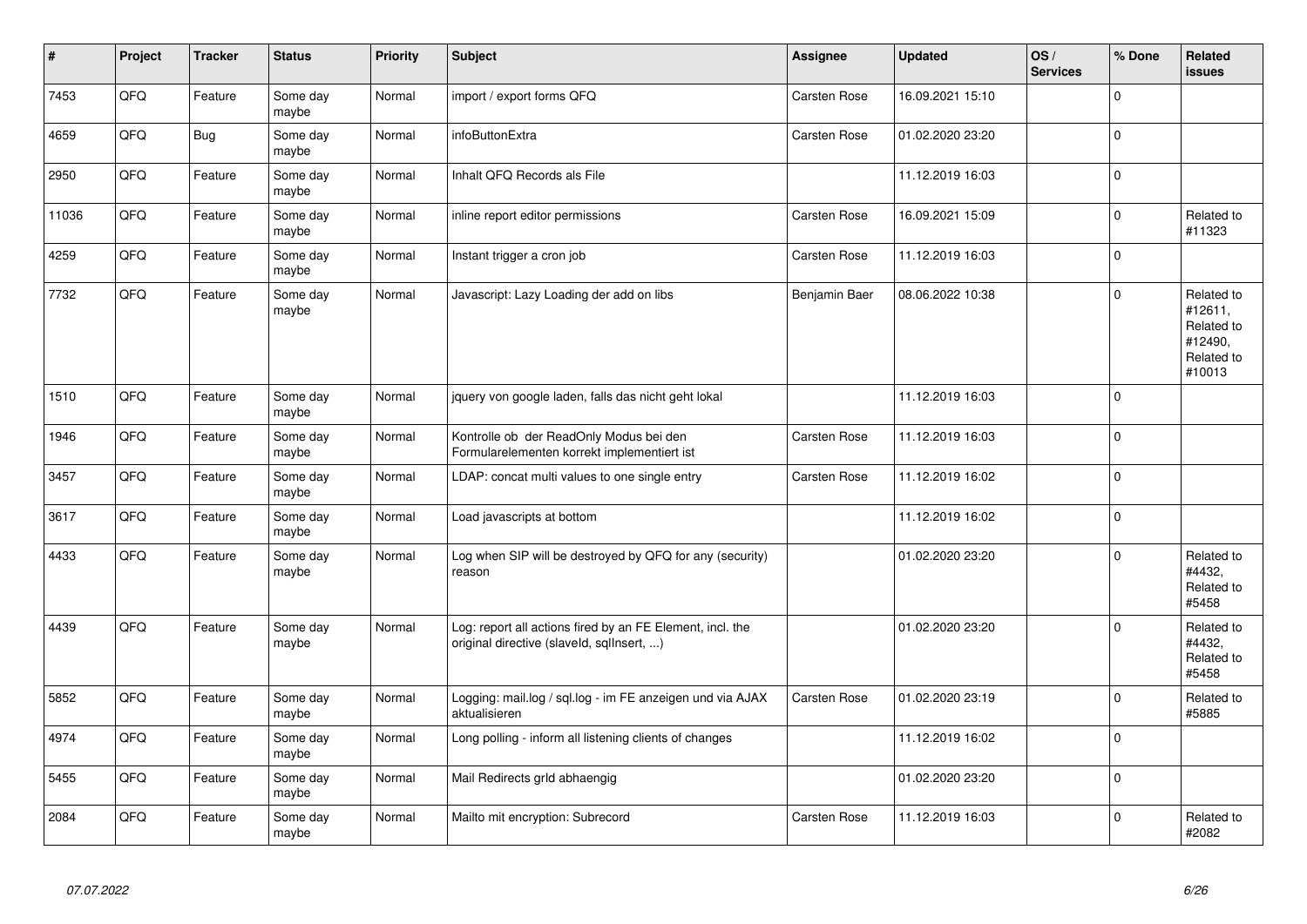| # | Project | Tracker | Status | Priority | Subject | Assignee | Updated | OS / Services | % Done | Related issues |
|---|---|---|---|---|---|---|---|---|---|---|
| 7453 | QFQ | Feature | Some day maybe | Normal | import / export forms QFQ | Carsten Rose | 16.09.2021 15:10 | | 0 | |
| 4659 | QFQ | Bug | Some day maybe | Normal | infoButtonExtra | Carsten Rose | 01.02.2020 23:20 | | 0 | |
| 2950 | QFQ | Feature | Some day maybe | Normal | Inhalt QFQ Records als File | | 11.12.2019 16:03 | | 0 | |
| 11036 | QFQ | Feature | Some day maybe | Normal | inline report editor permissions | Carsten Rose | 16.09.2021 15:09 | | 0 | Related to #11323 |
| 4259 | QFQ | Feature | Some day maybe | Normal | Instant trigger a cron job | Carsten Rose | 11.12.2019 16:03 | | 0 | |
| 7732 | QFQ | Feature | Some day maybe | Normal | Javascript: Lazy Loading der add on libs | Benjamin Baer | 08.06.2022 10:38 | | 0 | Related to #12611, Related to #12490, Related to #10013 |
| 1510 | QFQ | Feature | Some day maybe | Normal | jquery von google laden, falls das nicht geht lokal | | 11.12.2019 16:03 | | 0 | |
| 1946 | QFQ | Feature | Some day maybe | Normal | Kontrolle ob der ReadOnly Modus bei den Formularelementen korrekt implementiert ist | Carsten Rose | 11.12.2019 16:03 | | 0 | |
| 3457 | QFQ | Feature | Some day maybe | Normal | LDAP: concat multi values to one single entry | Carsten Rose | 11.12.2019 16:02 | | 0 | |
| 3617 | QFQ | Feature | Some day maybe | Normal | Load javascripts at bottom | | 11.12.2019 16:02 | | 0 | |
| 4433 | QFQ | Feature | Some day maybe | Normal | Log when SIP will be destroyed by QFQ for any (security) reason | | 01.02.2020 23:20 | | 0 | Related to #4432, Related to #5458 |
| 4439 | QFQ | Feature | Some day maybe | Normal | Log: report all actions fired by an FE Element, incl. the original directive (slaveId, sqlInsert, ...) | | 01.02.2020 23:20 | | 0 | Related to #4432, Related to #5458 |
| 5852 | QFQ | Feature | Some day maybe | Normal | Logging: mail.log / sql.log - im FE anzeigen und via AJAX aktualisieren | Carsten Rose | 01.02.2020 23:19 | | 0 | Related to #5885 |
| 4974 | QFQ | Feature | Some day maybe | Normal | Long polling - inform all listening clients of changes | | 11.12.2019 16:02 | | 0 | |
| 5455 | QFQ | Feature | Some day maybe | Normal | Mail Redirects grld abhaengig | | 01.02.2020 23:20 | | 0 | |
| 2084 | QFQ | Feature | Some day maybe | Normal | Mailto mit encryption: Subrecord | Carsten Rose | 11.12.2019 16:03 | | 0 | Related to #2082 |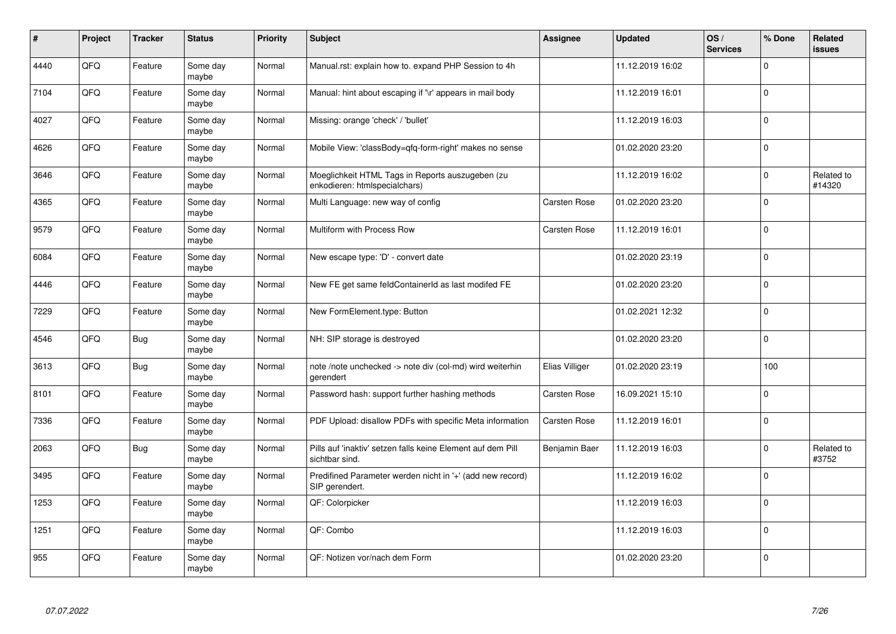| # | Project | Tracker | Status | Priority | Subject | Assignee | Updated | OS / Services | % Done | Related issues |
|---|---|---|---|---|---|---|---|---|---|---|
| 4440 | QFQ | Feature | Some day maybe | Normal | Manual.rst: explain how to. expand PHP Session to 4h | | 11.12.2019 16:02 | | 0 | |
| 7104 | QFQ | Feature | Some day maybe | Normal | Manual: hint about escaping if '\r' appears in mail body | | 11.12.2019 16:01 | | 0 | |
| 4027 | QFQ | Feature | Some day maybe | Normal | Missing: orange 'check' / 'bullet' | | 11.12.2019 16:03 | | 0 | |
| 4626 | QFQ | Feature | Some day maybe | Normal | Mobile View: 'classBody=qfq-form-right' makes no sense | | 01.02.2020 23:20 | | 0 | |
| 3646 | QFQ | Feature | Some day maybe | Normal | Moeglichkeit HTML Tags in Reports auszugeben (zu enkodieren: htmlspecialchars) | | 11.12.2019 16:02 | | 0 | Related to #14320 |
| 4365 | QFQ | Feature | Some day maybe | Normal | Multi Language: new way of config | Carsten Rose | 01.02.2020 23:20 | | 0 | |
| 9579 | QFQ | Feature | Some day maybe | Normal | Multiform with Process Row | Carsten Rose | 11.12.2019 16:01 | | 0 | |
| 6084 | QFQ | Feature | Some day maybe | Normal | New escape type: 'D' - convert date | | 01.02.2020 23:19 | | 0 | |
| 4446 | QFQ | Feature | Some day maybe | Normal | New FE get same feldContainerId as last modifed FE | | 01.02.2020 23:20 | | 0 | |
| 7229 | QFQ | Feature | Some day maybe | Normal | New FormElement.type: Button | | 01.02.2021 12:32 | | 0 | |
| 4546 | QFQ | Bug | Some day maybe | Normal | NH: SIP storage is destroyed | | 01.02.2020 23:20 | | 0 | |
| 3613 | QFQ | Bug | Some day maybe | Normal | note /note unchecked -> note div (col-md) wird weiterhin gerendert | Elias Villiger | 01.02.2020 23:19 | | 100 | |
| 8101 | QFQ | Feature | Some day maybe | Normal | Password hash: support further hashing methods | Carsten Rose | 16.09.2021 15:10 | | 0 | |
| 7336 | QFQ | Feature | Some day maybe | Normal | PDF Upload: disallow PDFs with specific Meta information | Carsten Rose | 11.12.2019 16:01 | | 0 | |
| 2063 | QFQ | Bug | Some day maybe | Normal | Pills auf 'inaktiv' setzen falls keine Element auf dem Pill sichtbar sind. | Benjamin Baer | 11.12.2019 16:03 | | 0 | Related to #3752 |
| 3495 | QFQ | Feature | Some day maybe | Normal | Predifined Parameter werden nicht in '+' (add new record) SIP gerendert. | | 11.12.2019 16:02 | | 0 | |
| 1253 | QFQ | Feature | Some day maybe | Normal | QF: Colorpicker | | 11.12.2019 16:03 | | 0 | |
| 1251 | QFQ | Feature | Some day maybe | Normal | QF: Combo | | 11.12.2019 16:03 | | 0 | |
| 955 | QFQ | Feature | Some day maybe | Normal | QF: Notizen vor/nach dem Form | | 01.02.2020 23:20 | | 0 | |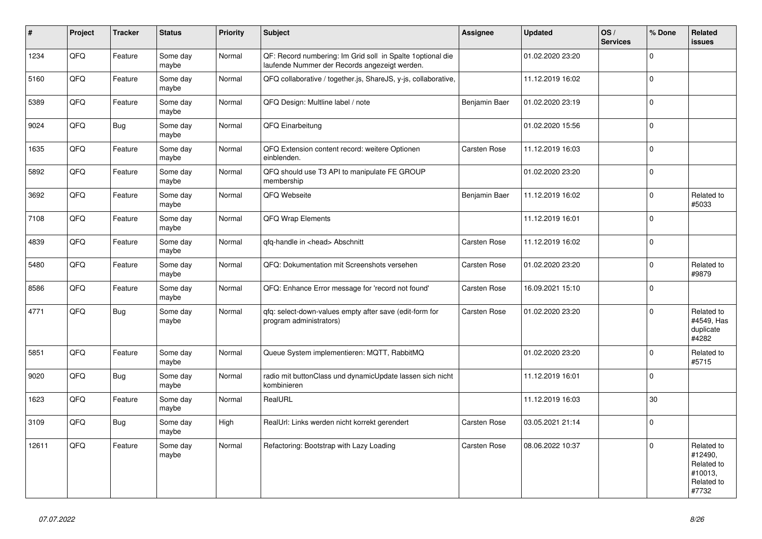| # | Project | Tracker | Status | Priority | Subject | Assignee | Updated | OS / Services | % Done | Related issues |
|---|---|---|---|---|---|---|---|---|---|---|
| 1234 | QFQ | Feature | Some day maybe | Normal | QF: Record numbering: Im Grid soll in Spalte 1optional die laufende Nummer der Records angezeigt werden. | | 01.02.2020 23:20 | | 0 | |
| 5160 | QFQ | Feature | Some day maybe | Normal | QFQ collaborative / together.js, ShareJS, y-js, collaborative, | | 11.12.2019 16:02 | | 0 | |
| 5389 | QFQ | Feature | Some day maybe | Normal | QFQ Design: Multline label / note | Benjamin Baer | 01.02.2020 23:19 | | 0 | |
| 9024 | QFQ | Bug | Some day maybe | Normal | QFQ Einarbeitung | | 01.02.2020 15:56 | | 0 | |
| 1635 | QFQ | Feature | Some day maybe | Normal | QFQ Extension content record: weitere Optionen einblenden. | Carsten Rose | 11.12.2019 16:03 | | 0 | |
| 5892 | QFQ | Feature | Some day maybe | Normal | QFQ should use T3 API to manipulate FE GROUP membership | | 01.02.2020 23:20 | | 0 | |
| 3692 | QFQ | Feature | Some day maybe | Normal | QFQ Webseite | Benjamin Baer | 11.12.2019 16:02 | | 0 | Related to #5033 |
| 7108 | QFQ | Feature | Some day maybe | Normal | QFQ Wrap Elements | | 11.12.2019 16:01 | | 0 | |
| 4839 | QFQ | Feature | Some day maybe | Normal | qfq-handle in <head> Abschnitt | Carsten Rose | 11.12.2019 16:02 | | 0 | |
| 5480 | QFQ | Feature | Some day maybe | Normal | QFQ: Dokumentation mit Screenshots versehen | Carsten Rose | 01.02.2020 23:20 | | 0 | Related to #9879 |
| 8586 | QFQ | Feature | Some day maybe | Normal | QFQ: Enhance Error message for 'record not found' | Carsten Rose | 16.09.2021 15:10 | | 0 | |
| 4771 | QFQ | Bug | Some day maybe | Normal | qfq: select-down-values empty after save (edit-form for program administrators) | Carsten Rose | 01.02.2020 23:20 | | 0 | Related to #4549, Has duplicate #4282 |
| 5851 | QFQ | Feature | Some day maybe | Normal | Queue System implementieren: MQTT, RabbitMQ | | 01.02.2020 23:20 | | 0 | Related to #5715 |
| 9020 | QFQ | Bug | Some day maybe | Normal | radio mit buttonClass und dynamicUpdate lassen sich nicht kombinieren | | 11.12.2019 16:01 | | 0 | |
| 1623 | QFQ | Feature | Some day maybe | Normal | RealURL | | 11.12.2019 16:03 | | 30 | |
| 3109 | QFQ | Bug | Some day maybe | High | RealUrl: Links werden nicht korrekt gerendert | Carsten Rose | 03.05.2021 21:14 | | 0 | |
| 12611 | QFQ | Feature | Some day maybe | Normal | Refactoring: Bootstrap with Lazy Loading | Carsten Rose | 08.06.2022 10:37 | | 0 | Related to #12490, Related to #10013, Related to #7732 |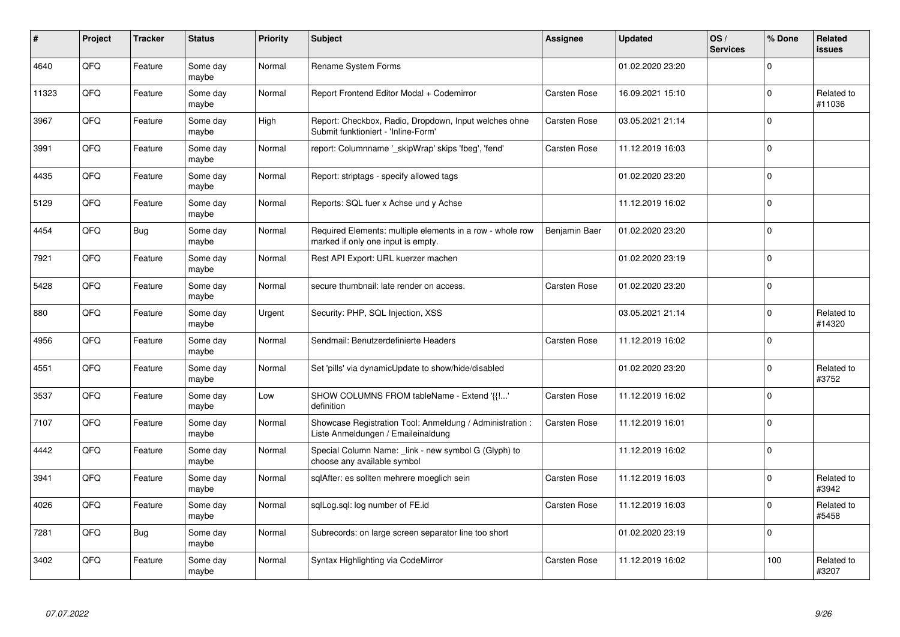| # | Project | Tracker | Status | Priority | Subject | Assignee | Updated | OS / Services | % Done | Related issues |
|---|---|---|---|---|---|---|---|---|---|---|
| 4640 | QFQ | Feature | Some day maybe | Normal | Rename System Forms | | 01.02.2020 23:20 | | 0 | |
| 11323 | QFQ | Feature | Some day maybe | Normal | Report Frontend Editor Modal + Codemirror | Carsten Rose | 16.09.2021 15:10 | | 0 | Related to #11036 |
| 3967 | QFQ | Feature | Some day maybe | High | Report: Checkbox, Radio, Dropdown, Input welches ohne Submit funktioniert - 'Inline-Form' | Carsten Rose | 03.05.2021 21:14 | | 0 | |
| 3991 | QFQ | Feature | Some day maybe | Normal | report: Columnname '_skipWrap' skips 'fbeg', 'fend' | Carsten Rose | 11.12.2019 16:03 | | 0 | |
| 4435 | QFQ | Feature | Some day maybe | Normal | Report: striptags - specify allowed tags | | 01.02.2020 23:20 | | 0 | |
| 5129 | QFQ | Feature | Some day maybe | Normal | Reports: SQL fuer x Achse und y Achse | | 11.12.2019 16:02 | | 0 | |
| 4454 | QFQ | Bug | Some day maybe | Normal | Required Elements: multiple elements in a row - whole row marked if only one input is empty. | Benjamin Baer | 01.02.2020 23:20 | | 0 | |
| 7921 | QFQ | Feature | Some day maybe | Normal | Rest API Export: URL kuerzer machen | | 01.02.2020 23:19 | | 0 | |
| 5428 | QFQ | Feature | Some day maybe | Normal | secure thumbnail: late render on access. | Carsten Rose | 01.02.2020 23:20 | | 0 | |
| 880 | QFQ | Feature | Some day maybe | Urgent | Security: PHP, SQL Injection, XSS | | 03.05.2021 21:14 | | 0 | Related to #14320 |
| 4956 | QFQ | Feature | Some day maybe | Normal | Sendmail: Benutzerdefinierte Headers | Carsten Rose | 11.12.2019 16:02 | | 0 | |
| 4551 | QFQ | Feature | Some day maybe | Normal | Set 'pills' via dynamicUpdate to show/hide/disabled | | 01.02.2020 23:20 | | 0 | Related to #3752 |
| 3537 | QFQ | Feature | Some day maybe | Low | SHOW COLUMNS FROM tableName - Extend '{{!...' definition | Carsten Rose | 11.12.2019 16:02 | | 0 | |
| 7107 | QFQ | Feature | Some day maybe | Normal | Showcase Registration Tool: Anmeldung / Administration : Liste Anmeldungen / Emaileinaldung | Carsten Rose | 11.12.2019 16:01 | | 0 | |
| 4442 | QFQ | Feature | Some day maybe | Normal | Special Column Name: _link - new symbol G (Glyph) to choose any available symbol | | 11.12.2019 16:02 | | 0 | |
| 3941 | QFQ | Feature | Some day maybe | Normal | sqlAfter: es sollten mehrere moeglich sein | Carsten Rose | 11.12.2019 16:03 | | 0 | Related to #3942 |
| 4026 | QFQ | Feature | Some day maybe | Normal | sqlLog.sql: log number of FE.id | Carsten Rose | 11.12.2019 16:03 | | 0 | Related to #5458 |
| 7281 | QFQ | Bug | Some day maybe | Normal | Subrecords: on large screen separator line too short | | 01.02.2020 23:19 | | 0 | |
| 3402 | QFQ | Feature | Some day maybe | Normal | Syntax Highlighting via CodeMirror | Carsten Rose | 11.12.2019 16:02 | | 100 | Related to #3207 |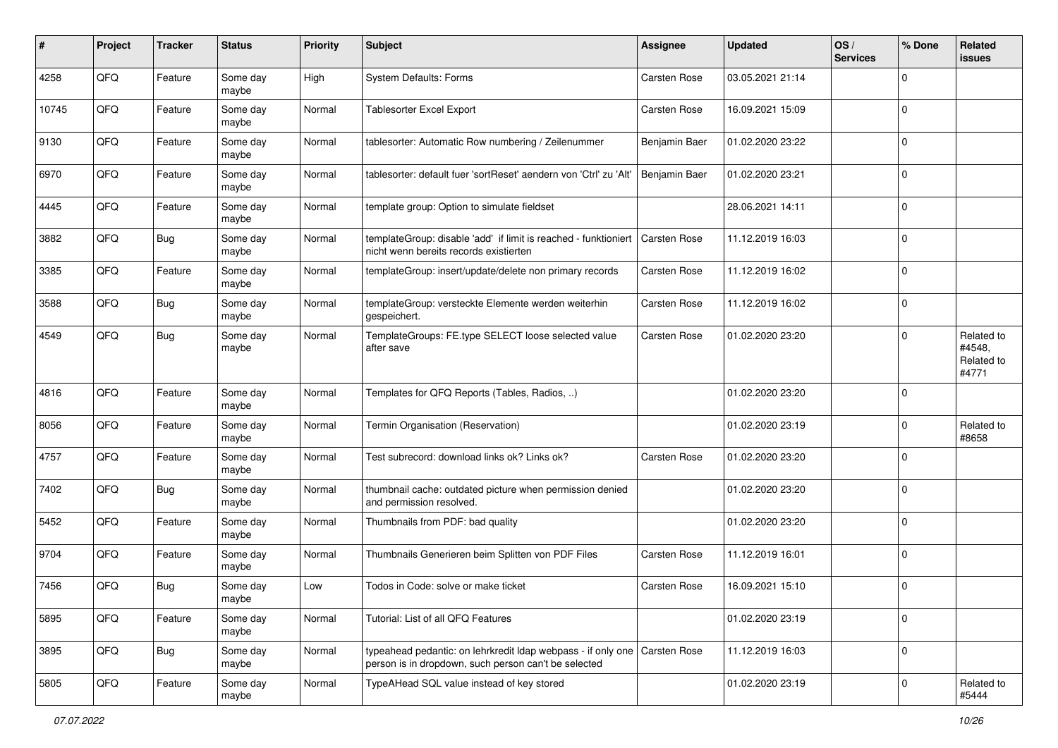| # | Project | Tracker | Status | Priority | Subject | Assignee | Updated | OS / Services | % Done | Related issues |
|---|---|---|---|---|---|---|---|---|---|---|
| 4258 | QFQ | Feature | Some day maybe | High | System Defaults: Forms | Carsten Rose | 03.05.2021 21:14 | | 0 | |
| 10745 | QFQ | Feature | Some day maybe | Normal | Tablesorter Excel Export | Carsten Rose | 16.09.2021 15:09 | | 0 | |
| 9130 | QFQ | Feature | Some day maybe | Normal | tablesorter: Automatic Row numbering / Zeilenummer | Benjamin Baer | 01.02.2020 23:22 | | 0 | |
| 6970 | QFQ | Feature | Some day maybe | Normal | tablesorter: default fuer 'sortReset' aendern von 'Ctrl' zu 'Alt' | Benjamin Baer | 01.02.2020 23:21 | | 0 | |
| 4445 | QFQ | Feature | Some day maybe | Normal | template group: Option to simulate fieldset | | 28.06.2021 14:11 | | 0 | |
| 3882 | QFQ | Bug | Some day maybe | Normal | templateGroup: disable 'add' if limit is reached - funktioniert nicht wenn bereits records existierten | Carsten Rose | 11.12.2019 16:03 | | 0 | |
| 3385 | QFQ | Feature | Some day maybe | Normal | templateGroup: insert/update/delete non primary records | Carsten Rose | 11.12.2019 16:02 | | 0 | |
| 3588 | QFQ | Bug | Some day maybe | Normal | templateGroup: versteckte Elemente werden weiterhin gespeichert. | Carsten Rose | 11.12.2019 16:02 | | 0 | |
| 4549 | QFQ | Bug | Some day maybe | Normal | TemplateGroups: FE.type SELECT loose selected value after save | Carsten Rose | 01.02.2020 23:20 | | 0 | Related to #4548, Related to #4771 |
| 4816 | QFQ | Feature | Some day maybe | Normal | Templates for QFQ Reports (Tables, Radios, ..) | | 01.02.2020 23:20 | | 0 | |
| 8056 | QFQ | Feature | Some day maybe | Normal | Termin Organisation (Reservation) | | 01.02.2020 23:19 | | 0 | Related to #8658 |
| 4757 | QFQ | Feature | Some day maybe | Normal | Test subrecord: download links ok? Links ok? | Carsten Rose | 01.02.2020 23:20 | | 0 | |
| 7402 | QFQ | Bug | Some day maybe | Normal | thumbnail cache: outdated picture when permission denied and permission resolved. | | 01.02.2020 23:20 | | 0 | |
| 5452 | QFQ | Feature | Some day maybe | Normal | Thumbnails from PDF: bad quality | | 01.02.2020 23:20 | | 0 | |
| 9704 | QFQ | Feature | Some day maybe | Normal | Thumbnails Generieren beim Splitten von PDF Files | Carsten Rose | 11.12.2019 16:01 | | 0 | |
| 7456 | QFQ | Bug | Some day maybe | Low | Todos in Code: solve or make ticket | Carsten Rose | 16.09.2021 15:10 | | 0 | |
| 5895 | QFQ | Feature | Some day maybe | Normal | Tutorial: List of all QFQ Features | | 01.02.2020 23:19 | | 0 | |
| 3895 | QFQ | Bug | Some day maybe | Normal | typeahead pedantic: on lehrkredit ldap webpass - if only one person is in dropdown, such person can't be selected | Carsten Rose | 11.12.2019 16:03 | | 0 | |
| 5805 | QFQ | Feature | Some day maybe | Normal | TypeAHead SQL value instead of key stored | | 01.02.2020 23:19 | | 0 | Related to #5444 |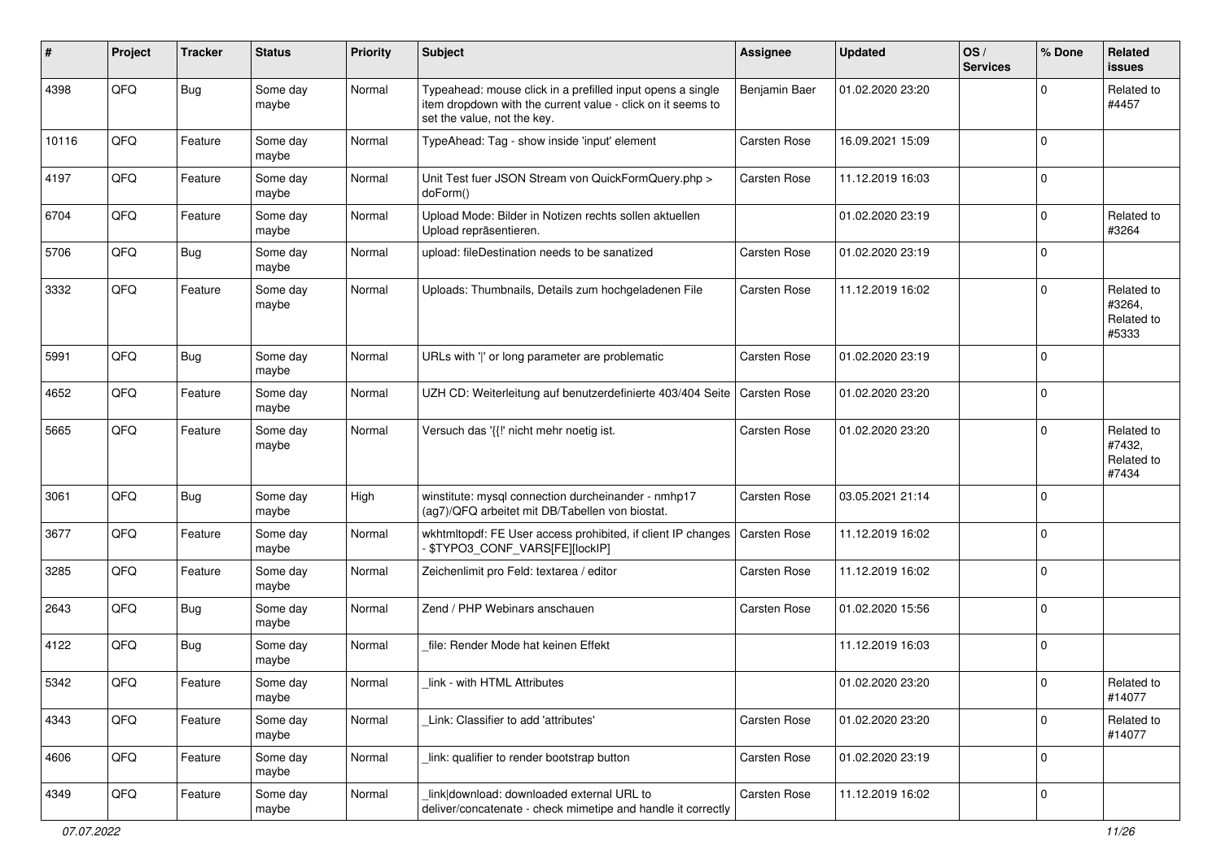| # | Project | Tracker | Status | Priority | Subject | Assignee | Updated | OS / Services | % Done | Related issues |
|---|---|---|---|---|---|---|---|---|---|---|
| 4398 | QFQ | Bug | Some day maybe | Normal | Typeahead: mouse click in a prefilled input opens a single item dropdown with the current value - click on it seems to set the value, not the key. | Benjamin Baer | 01.02.2020 23:20 | | 0 | Related to #4457 |
| 10116 | QFQ | Feature | Some day maybe | Normal | TypeAhead: Tag - show inside 'input' element | Carsten Rose | 16.09.2021 15:09 | | 0 | |
| 4197 | QFQ | Feature | Some day maybe | Normal | Unit Test fuer JSON Stream von QuickFormQuery.php > doForm() | Carsten Rose | 11.12.2019 16:03 | | 0 | |
| 6704 | QFQ | Feature | Some day maybe | Normal | Upload Mode: Bilder in Notizen rechts sollen aktuellen Upload repräsentieren. | | 01.02.2020 23:19 | | 0 | Related to #3264 |
| 5706 | QFQ | Bug | Some day maybe | Normal | upload: fileDestination needs to be sanatized | Carsten Rose | 01.02.2020 23:19 | | 0 | |
| 3332 | QFQ | Feature | Some day maybe | Normal | Uploads: Thumbnails, Details zum hochgeladenen File | Carsten Rose | 11.12.2019 16:02 | | 0 | Related to #3264, Related to #5333 |
| 5991 | QFQ | Bug | Some day maybe | Normal | URLs with ' ' or long parameter are problematic | Carsten Rose | 01.02.2020 23:19 | | 0 | |
| 4652 | QFQ | Feature | Some day maybe | Normal | UZH CD: Weiterleitung auf benutzerdefinierte 403/404 Seite | Carsten Rose | 01.02.2020 23:20 | | 0 | |
| 5665 | QFQ | Feature | Some day maybe | Normal | Versuch das '{{!' nicht mehr noetig ist. | Carsten Rose | 01.02.2020 23:20 | | 0 | Related to #7432, Related to #7434 |
| 3061 | QFQ | Bug | Some day maybe | High | winstitute: mysql connection durcheinander - nmhp17 (ag7)/QFQ arbeitet mit DB/Tabellen von biostat. | Carsten Rose | 03.05.2021 21:14 | | 0 | |
| 3677 | QFQ | Feature | Some day maybe | Normal | wkhtmltopdf: FE User access prohibited, if client IP changes - $TYPO3_CONF_VARS[FE][lockIP] | Carsten Rose | 11.12.2019 16:02 | | 0 | |
| 3285 | QFQ | Feature | Some day maybe | Normal | Zeichenlimit pro Feld: textarea / editor | Carsten Rose | 11.12.2019 16:02 | | 0 | |
| 2643 | QFQ | Bug | Some day maybe | Normal | Zend / PHP Webinars anschauen | Carsten Rose | 01.02.2020 15:56 | | 0 | |
| 4122 | QFQ | Bug | Some day maybe | Normal | _file: Render Mode hat keinen Effekt | | 11.12.2019 16:03 | | 0 | |
| 5342 | QFQ | Feature | Some day maybe | Normal | _link - with HTML Attributes | | 01.02.2020 23:20 | | 0 | Related to #14077 |
| 4343 | QFQ | Feature | Some day maybe | Normal | _Link: Classifier to add 'attributes' | Carsten Rose | 01.02.2020 23:20 | | 0 | Related to #14077 |
| 4606 | QFQ | Feature | Some day maybe | Normal | _link: qualifier to render bootstrap button | Carsten Rose | 01.02.2020 23:19 | | 0 | |
| 4349 | QFQ | Feature | Some day maybe | Normal | _link\|download: downloaded external URL to deliver/concatenate - check mimetipe and handle it correctly | Carsten Rose | 11.12.2019 16:02 | | 0 | |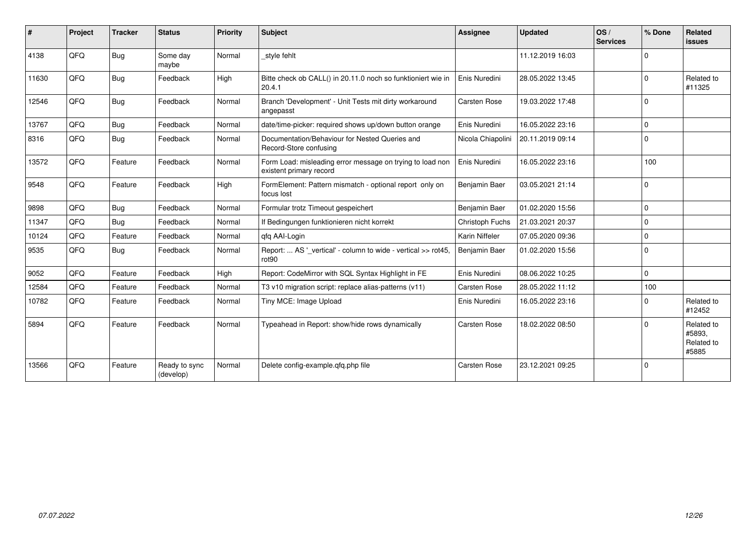| # | Project | Tracker | Status | Priority | Subject | Assignee | Updated | OS / Services | % Done | Related issues |
|---|---|---|---|---|---|---|---|---|---|---|
| 4138 | QFO | Bug | Some day maybe | Normal | _style fehlt | | 11.12.2019 16:03 | | 0 | |
| 11630 | QFQ | Bug | Feedback | High | Bitte check ob CALL() in 20.11.0 noch so funktioniert wie in 20.4.1 | Enis Nuredini | 28.05.2022 13:45 | | 0 | Related to #11325 |
| 12546 | QFQ | Bug | Feedback | Normal | Branch 'Development' - Unit Tests mit dirty workaround angepasst | Carsten Rose | 19.03.2022 17:48 | | 0 | |
| 13767 | QFQ | Bug | Feedback | Normal | date/time-picker: required shows up/down button orange | Enis Nuredini | 16.05.2022 23:16 | | 0 | |
| 8316 | QFQ | Bug | Feedback | Normal | Documentation/Behaviour for Nested Queries and Record-Store confusing | Nicola Chiapolini | 20.11.2019 09:14 | | 0 | |
| 13572 | QFQ | Feature | Feedback | Normal | Form Load: misleading error message on trying to load non existent primary record | Enis Nuredini | 16.05.2022 23:16 | | 100 | |
| 9548 | QFQ | Feature | Feedback | High | FormElement: Pattern mismatch - optional report only on focus lost | Benjamin Baer | 03.05.2021 21:14 | | 0 | |
| 9898 | QFQ | Bug | Feedback | Normal | Formular trotz Timeout gespeichert | Benjamin Baer | 01.02.2020 15:56 | | 0 | |
| 11347 | QFQ | Bug | Feedback | Normal | If Bedingungen funktionieren nicht korrekt | Christoph Fuchs | 21.03.2021 20:37 | | 0 | |
| 10124 | QFQ | Feature | Feedback | Normal | qfq AAI-Login | Karin Niffeler | 07.05.2020 09:36 | | 0 | |
| 9535 | QFQ | Bug | Feedback | Normal | Report: ... AS '_vertical' - column to wide - vertical >> rot45, rot90 | Benjamin Baer | 01.02.2020 15:56 | | 0 | |
| 9052 | QFQ | Feature | Feedback | High | Report: CodeMirror with SQL Syntax Highlight in FE | Enis Nuredini | 08.06.2022 10:25 | | 0 | |
| 12584 | QFQ | Feature | Feedback | Normal | T3 v10 migration script: replace alias-patterns (v11) | Carsten Rose | 28.05.2022 11:12 | | 100 | |
| 10782 | QFQ | Feature | Feedback | Normal | Tiny MCE: Image Upload | Enis Nuredini | 16.05.2022 23:16 | | 0 | Related to #12452 |
| 5894 | QFQ | Feature | Feedback | Normal | Typeahead in Report: show/hide rows dynamically | Carsten Rose | 18.02.2022 08:50 | | 0 | Related to #5893, Related to #5885 |
| 13566 | QFQ | Feature | Ready to sync (develop) | Normal | Delete config-example.qfq.php file | Carsten Rose | 23.12.2021 09:25 | | 0 | |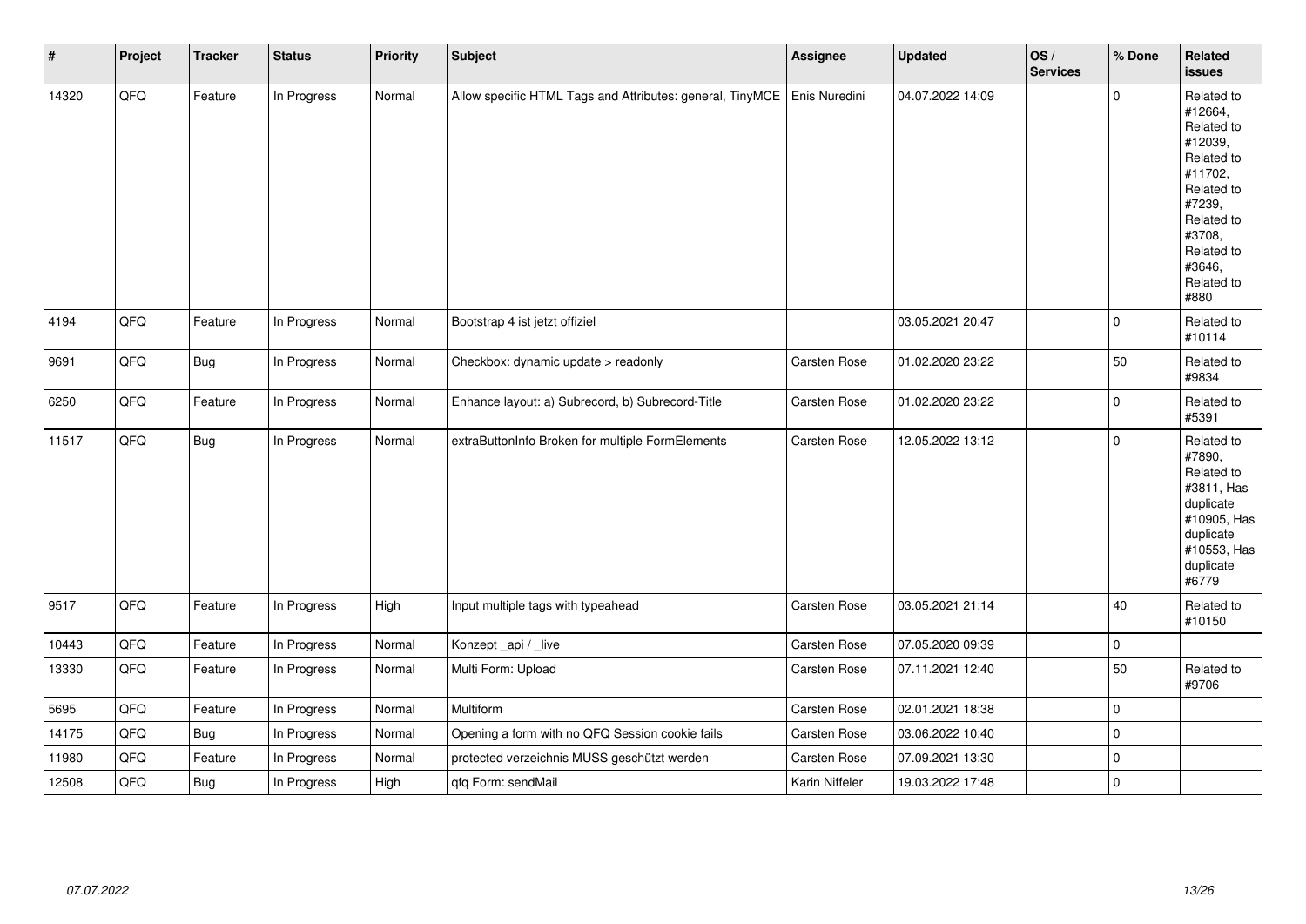| # | Project | Tracker | Status | Priority | Subject | Assignee | Updated | OS / Services | % Done | Related issues |
|---|---|---|---|---|---|---|---|---|---|---|
| 14320 | QFQ | Feature | In Progress | Normal | Allow specific HTML Tags and Attributes: general, TinyMCE | Enis Nuredini | 04.07.2022 14:09 | | 0 | Related to #12664, Related to #12039, Related to #11702, Related to #7239, Related to #3708, Related to #3646, Related to #880 |
| 4194 | QFQ | Feature | In Progress | Normal | Bootstrap 4 ist jetzt offiziel | | 03.05.2021 20:47 | | 0 | Related to #10114 |
| 9691 | QFQ | Bug | In Progress | Normal | Checkbox: dynamic update > readonly | Carsten Rose | 01.02.2020 23:22 | | 50 | Related to #9834 |
| 6250 | QFQ | Feature | In Progress | Normal | Enhance layout: a) Subrecord, b) Subrecord-Title | Carsten Rose | 01.02.2020 23:22 | | 0 | Related to #5391 |
| 11517 | QFQ | Bug | In Progress | Normal | extraButtonInfo Broken for multiple FormElements | Carsten Rose | 12.05.2022 13:12 | | 0 | Related to #7890, Related to #3811, Has duplicate #10905, Has duplicate #10553, Has duplicate #6779 |
| 9517 | QFQ | Feature | In Progress | High | Input multiple tags with typeahead | Carsten Rose | 03.05.2021 21:14 | | 40 | Related to #10150 |
| 10443 | QFQ | Feature | In Progress | Normal | Konzept _api / _live | Carsten Rose | 07.05.2020 09:39 | | 0 | |
| 13330 | QFQ | Feature | In Progress | Normal | Multi Form: Upload | Carsten Rose | 07.11.2021 12:40 | | 50 | Related to #9706 |
| 5695 | QFQ | Feature | In Progress | Normal | Multiform | Carsten Rose | 02.01.2021 18:38 | | 0 | |
| 14175 | QFQ | Bug | In Progress | Normal | Opening a form with no QFQ Session cookie fails | Carsten Rose | 03.06.2022 10:40 | | 0 | |
| 11980 | QFQ | Feature | In Progress | Normal | protected verzeichnis MUSS geschützt werden | Carsten Rose | 07.09.2021 13:30 | | 0 | |
| 12508 | QFQ | Bug | In Progress | High | qfq Form: sendMail | Karin Niffeler | 19.03.2022 17:48 | | 0 | |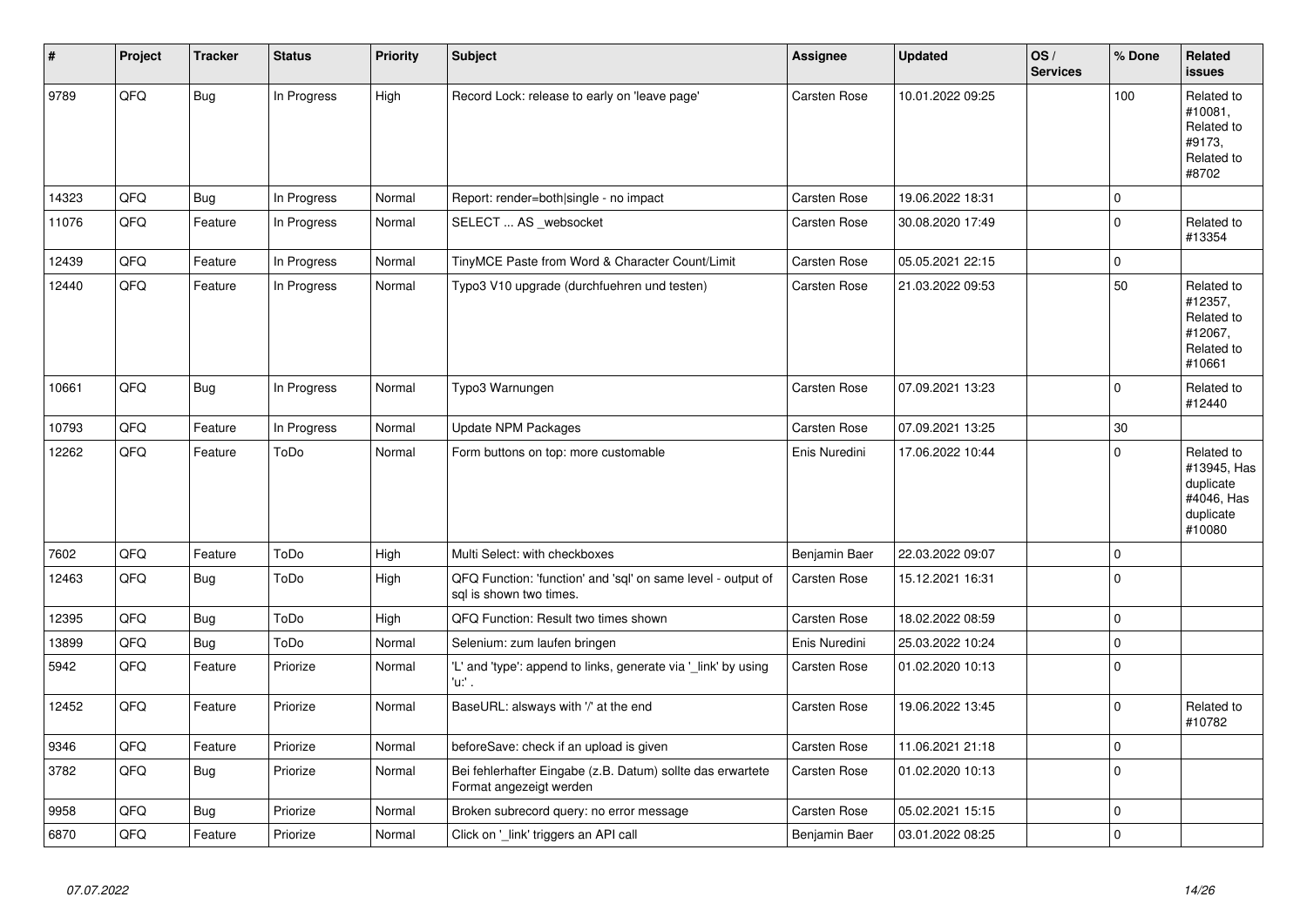| # | Project | Tracker | Status | Priority | Subject | Assignee | Updated | OS / Services | % Done | Related issues |
|---|---|---|---|---|---|---|---|---|---|---|
| 9789 | QFQ | Bug | In Progress | High | Record Lock: release to early on 'leave page' | Carsten Rose | 10.01.2022 09:25 | | 100 | Related to #10081, Related to #9173, Related to #8702 |
| 14323 | QFQ | Bug | In Progress | Normal | Report: render=both\|single - no impact | Carsten Rose | 19.06.2022 18:31 | | 0 | |
| 11076 | QFQ | Feature | In Progress | Normal | SELECT ... AS _websocket | Carsten Rose | 30.08.2020 17:49 | | 0 | Related to #13354 |
| 12439 | QFQ | Feature | In Progress | Normal | TinyMCE Paste from Word & Character Count/Limit | Carsten Rose | 05.05.2021 22:15 | | 0 | |
| 12440 | QFQ | Feature | In Progress | Normal | Typo3 V10 upgrade (durchfuehren und testen) | Carsten Rose | 21.03.2022 09:53 | | 50 | Related to #12357, Related to #12067, Related to #10661 |
| 10661 | QFQ | Bug | In Progress | Normal | Typo3 Warnungen | Carsten Rose | 07.09.2021 13:23 | | 0 | Related to #12440 |
| 10793 | QFQ | Feature | In Progress | Normal | Update NPM Packages | Carsten Rose | 07.09.2021 13:25 | | 30 | |
| 12262 | QFQ | Feature | ToDo | Normal | Form buttons on top: more customable | Enis Nuredini | 17.06.2022 10:44 | | 0 | Related to #13945, Has duplicate #4046, Has duplicate #10080 |
| 7602 | QFQ | Feature | ToDo | High | Multi Select: with checkboxes | Benjamin Baer | 22.03.2022 09:07 | | 0 | |
| 12463 | QFQ | Bug | ToDo | High | QFQ Function: 'function' and 'sql' on same level - output of sql is shown two times. | Carsten Rose | 15.12.2021 16:31 | | 0 | |
| 12395 | QFQ | Bug | ToDo | High | QFQ Function: Result two times shown | Carsten Rose | 18.02.2022 08:59 | | 0 | |
| 13899 | QFQ | Bug | ToDo | Normal | Selenium: zum laufen bringen | Enis Nuredini | 25.03.2022 10:24 | | 0 | |
| 5942 | QFQ | Feature | Priorize | Normal | 'L' and 'type': append to links, generate via '_link' by using 'u:' . | Carsten Rose | 01.02.2020 10:13 | | 0 | |
| 12452 | QFQ | Feature | Priorize | Normal | BaseURL: alsways with '/' at the end | Carsten Rose | 19.06.2022 13:45 | | 0 | Related to #10782 |
| 9346 | QFQ | Feature | Priorize | Normal | beforeSave: check if an upload is given | Carsten Rose | 11.06.2021 21:18 | | 0 | |
| 3782 | QFQ | Bug | Priorize | Normal | Bei fehlerhafter Eingabe (z.B. Datum) sollte das erwartete Format angezeigt werden | Carsten Rose | 01.02.2020 10:13 | | 0 | |
| 9958 | QFQ | Bug | Priorize | Normal | Broken subrecord query: no error message | Carsten Rose | 05.02.2021 15:15 | | 0 | |
| 6870 | QFQ | Feature | Priorize | Normal | Click on '_link' triggers an API call | Benjamin Baer | 03.01.2022 08:25 | | 0 | |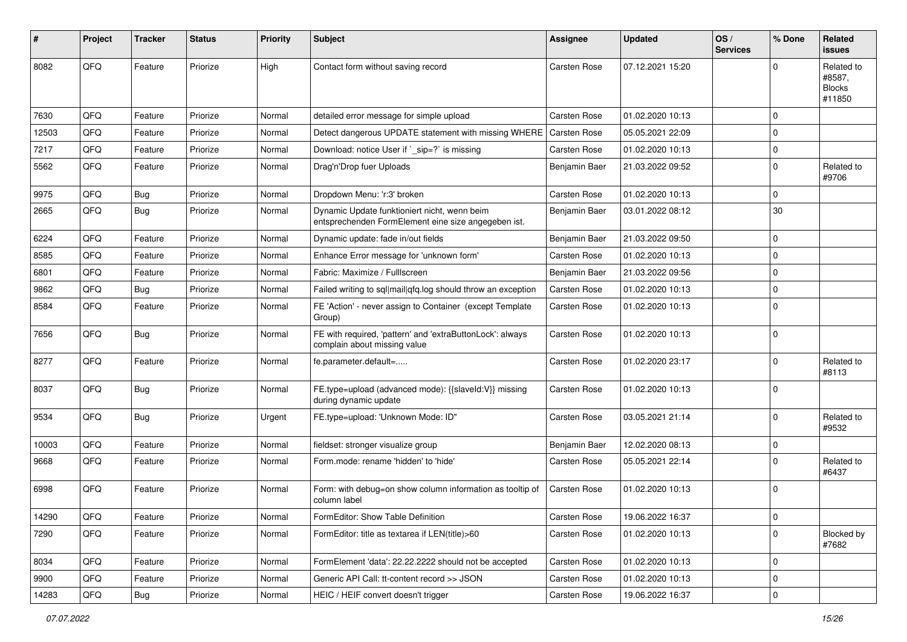| # | Project | Tracker | Status | Priority | Subject | Assignee | Updated | OS / Services | % Done | Related issues |
|---|---|---|---|---|---|---|---|---|---|---|
| 8082 | QFQ | Feature | Priorize | High | Contact form without saving record | Carsten Rose | 07.12.2021 15:20 | | 0 | Related to #8587, Blocks #11850 |
| 7630 | QFQ | Feature | Priorize | Normal | detailed error message for simple upload | Carsten Rose | 01.02.2020 10:13 | | 0 | |
| 12503 | QFQ | Feature | Priorize | Normal | Detect dangerous UPDATE statement with missing WHERE | Carsten Rose | 05.05.2021 22:09 | | 0 | |
| 7217 | QFQ | Feature | Priorize | Normal | Download: notice User if `_sip=?` is missing | Carsten Rose | 01.02.2020 10:13 | | 0 | |
| 5562 | QFQ | Feature | Priorize | Normal | Drag'n'Drop fuer Uploads | Benjamin Baer | 21.03.2022 09:52 | | 0 | Related to #9706 |
| 9975 | QFQ | Bug | Priorize | Normal | Dropdown Menu: 'r:3' broken | Carsten Rose | 01.02.2020 10:13 | | 0 | |
| 2665 | QFQ | Bug | Priorize | Normal | Dynamic Update funktioniert nicht, wenn beim entsprechenden FormElement eine size angegeben ist. | Benjamin Baer | 03.01.2022 08:12 | | 30 | |
| 6224 | QFQ | Feature | Priorize | Normal | Dynamic update: fade in/out fields | Benjamin Baer | 21.03.2022 09:50 | | 0 | |
| 8585 | QFQ | Feature | Priorize | Normal | Enhance Error message for 'unknown form' | Carsten Rose | 01.02.2020 10:13 | | 0 | |
| 6801 | QFQ | Feature | Priorize | Normal | Fabric: Maximize / Fulllscreen | Benjamin Baer | 21.03.2022 09:56 | | 0 | |
| 9862 | QFQ | Bug | Priorize | Normal | Failed writing to sql\|mail\|qfq.log should throw an exception | Carsten Rose | 01.02.2020 10:13 | | 0 | |
| 8584 | QFQ | Feature | Priorize | Normal | FE 'Action' - never assign to Container (except Template Group) | Carsten Rose | 01.02.2020 10:13 | | 0 | |
| 7656 | QFQ | Bug | Priorize | Normal | FE with required, 'pattern' and 'extraButtonLock': always complain about missing value | Carsten Rose | 01.02.2020 10:13 | | 0 | |
| 8277 | QFQ | Feature | Priorize | Normal | fe.parameter.default=..... | Carsten Rose | 01.02.2020 23:17 | | 0 | Related to #8113 |
| 8037 | QFQ | Bug | Priorize | Normal | FE.type=upload (advanced mode): {{slaveId:V}} missing during dynamic update | Carsten Rose | 01.02.2020 10:13 | | 0 | |
| 9534 | QFQ | Bug | Priorize | Urgent | FE.type=upload: 'Unknown Mode: ID" | Carsten Rose | 03.05.2021 21:14 | | 0 | Related to #9532 |
| 10003 | QFQ | Feature | Priorize | Normal | fieldset: stronger visualize group | Benjamin Baer | 12.02.2020 08:13 | | 0 | |
| 9668 | QFQ | Feature | Priorize | Normal | Form.mode: rename 'hidden' to 'hide' | Carsten Rose | 05.05.2021 22:14 | | 0 | Related to #6437 |
| 6998 | QFQ | Feature | Priorize | Normal | Form: with debug=on show column information as tooltip of column label | Carsten Rose | 01.02.2020 10:13 | | 0 | |
| 14290 | QFQ | Feature | Priorize | Normal | FormEditor: Show Table Definition | Carsten Rose | 19.06.2022 16:37 | | 0 | |
| 7290 | QFQ | Feature | Priorize | Normal | FormEditor: title as textarea if LEN(title)>60 | Carsten Rose | 01.02.2020 10:13 | | 0 | Blocked by #7682 |
| 8034 | QFQ | Feature | Priorize | Normal | FormElement 'data': 22.22.2222 should not be accepted | Carsten Rose | 01.02.2020 10:13 | | 0 | |
| 9900 | QFQ | Feature | Priorize | Normal | Generic API Call: tt-content record >> JSON | Carsten Rose | 01.02.2020 10:13 | | 0 | |
| 14283 | QFQ | Bug | Priorize | Normal | HEIC / HEIF convert doesn't trigger | Carsten Rose | 19.06.2022 16:37 | | 0 | |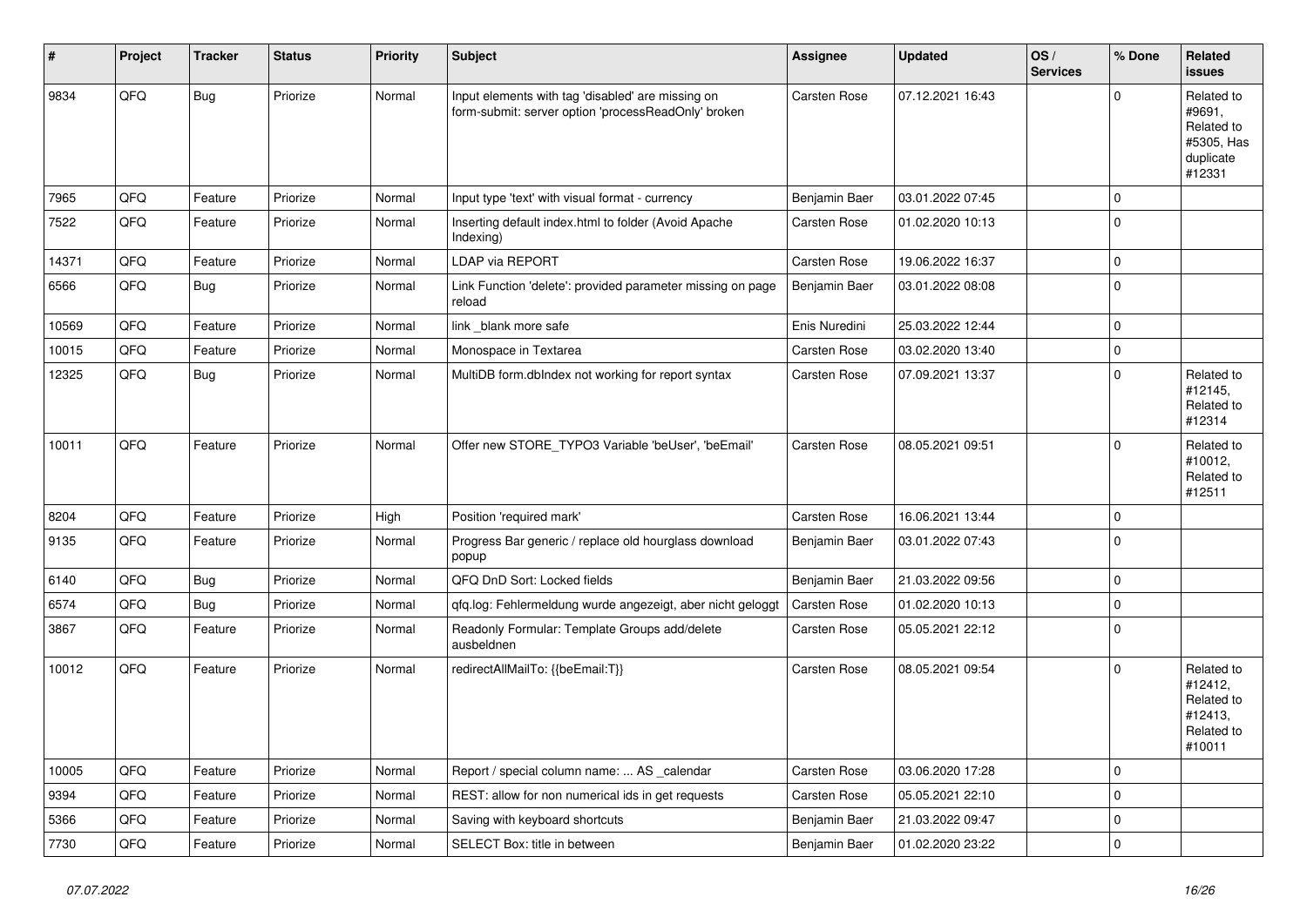| # | Project | Tracker | Status | Priority | Subject | Assignee | Updated | OS / Services | % Done | Related issues |
|---|---|---|---|---|---|---|---|---|---|---|
| 9834 | QFQ | Bug | Priorize | Normal | Input elements with tag 'disabled' are missing on form-submit: server option 'processReadOnly' broken | Carsten Rose | 07.12.2021 16:43 | | 0 | Related to #9691, Related to #5305, Has duplicate #12331 |
| 7965 | QFQ | Feature | Priorize | Normal | Input type 'text' with visual format - currency | Benjamin Baer | 03.01.2022 07:45 | | 0 | |
| 7522 | QFQ | Feature | Priorize | Normal | Inserting default index.html to folder (Avoid Apache Indexing) | Carsten Rose | 01.02.2020 10:13 | | 0 | |
| 14371 | QFQ | Feature | Priorize | Normal | LDAP via REPORT | Carsten Rose | 19.06.2022 16:37 | | 0 | |
| 6566 | QFQ | Bug | Priorize | Normal | Link Function 'delete': provided parameter missing on page reload | Benjamin Baer | 03.01.2022 08:08 | | 0 | |
| 10569 | QFQ | Feature | Priorize | Normal | link _blank more safe | Enis Nuredini | 25.03.2022 12:44 | | 0 | |
| 10015 | QFQ | Feature | Priorize | Normal | Monospace in Textarea | Carsten Rose | 03.02.2020 13:40 | | 0 | |
| 12325 | QFQ | Bug | Priorize | Normal | MultiDB form.dbIndex not working for report syntax | Carsten Rose | 07.09.2021 13:37 | | 0 | Related to #12145, Related to #12314 |
| 10011 | QFQ | Feature | Priorize | Normal | Offer new STORE_TYPO3 Variable 'beUser', 'beEmail' | Carsten Rose | 08.05.2021 09:51 | | 0 | Related to #10012, Related to #12511 |
| 8204 | QFQ | Feature | Priorize | High | Position 'required mark' | Carsten Rose | 16.06.2021 13:44 | | 0 | |
| 9135 | QFQ | Feature | Priorize | Normal | Progress Bar generic / replace old hourglass download popup | Benjamin Baer | 03.01.2022 07:43 | | 0 | |
| 6140 | QFQ | Bug | Priorize | Normal | QFQ DnD Sort: Locked fields | Benjamin Baer | 21.03.2022 09:56 | | 0 | |
| 6574 | QFQ | Bug | Priorize | Normal | qfq.log: Fehlermeldung wurde angezeigt, aber nicht geloggt | Carsten Rose | 01.02.2020 10:13 | | 0 | |
| 3867 | QFQ | Feature | Priorize | Normal | Readonly Formular: Template Groups add/delete ausbeldnen | Carsten Rose | 05.05.2021 22:12 | | 0 | |
| 10012 | QFQ | Feature | Priorize | Normal | redirectAllMailTo: {{beEmail:T}} | Carsten Rose | 08.05.2021 09:54 | | 0 | Related to #12412, Related to #12413, Related to #10011 |
| 10005 | QFQ | Feature | Priorize | Normal | Report / special column name: ... AS _calendar | Carsten Rose | 03.06.2020 17:28 | | 0 | |
| 9394 | QFQ | Feature | Priorize | Normal | REST: allow for non numerical ids in get requests | Carsten Rose | 05.05.2021 22:10 | | 0 | |
| 5366 | QFQ | Feature | Priorize | Normal | Saving with keyboard shortcuts | Benjamin Baer | 21.03.2022 09:47 | | 0 | |
| 7730 | QFQ | Feature | Priorize | Normal | SELECT Box: title in between | Benjamin Baer | 01.02.2020 23:22 | | 0 | |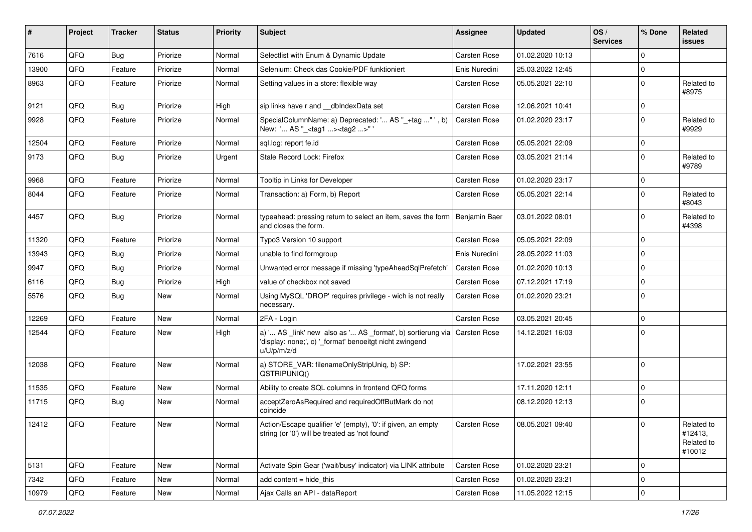| # | Project | Tracker | Status | Priority | Subject | Assignee | Updated | OS / Services | % Done | Related issues |
|---|---|---|---|---|---|---|---|---|---|---|
| 7616 | QFQ | Bug | Priorize | Normal | Selectlist with Enum & Dynamic Update | Carsten Rose | 01.02.2020 10:13 | | 0 | |
| 13900 | QFQ | Feature | Priorize | Normal | Selenium: Check das Cookie/PDF funktioniert | Enis Nuredini | 25.03.2022 12:45 | | 0 | |
| 8963 | QFQ | Feature | Priorize | Normal | Setting values in a store: flexible way | Carsten Rose | 05.05.2021 22:10 | | 0 | Related to #8975 |
| 9121 | QFQ | Bug | Priorize | High | sip links have r and __dbIndexData set | Carsten Rose | 12.06.2021 10:41 | | 0 | |
| 9928 | QFQ | Feature | Priorize | Normal | SpecialColumnName: a) Deprecated: '... AS "_+tag ..." ', b) New: '... AS "_<tag1 ...><tag2 ...>" ' | Carsten Rose | 01.02.2020 23:17 | | 0 | Related to #9929 |
| 12504 | QFQ | Feature | Priorize | Normal | sql.log: report fe.id | Carsten Rose | 05.05.2021 22:09 | | 0 | |
| 9173 | QFQ | Bug | Priorize | Urgent | Stale Record Lock: Firefox | Carsten Rose | 03.05.2021 21:14 | | 0 | Related to #9789 |
| 9968 | QFQ | Feature | Priorize | Normal | Tooltip in Links for Developer | Carsten Rose | 01.02.2020 23:17 | | 0 | |
| 8044 | QFQ | Feature | Priorize | Normal | Transaction: a) Form, b) Report | Carsten Rose | 05.05.2021 22:14 | | 0 | Related to #8043 |
| 4457 | QFQ | Bug | Priorize | Normal | typeahead: pressing return to select an item, saves the form and closes the form. | Benjamin Baer | 03.01.2022 08:01 | | 0 | Related to #4398 |
| 11320 | QFQ | Feature | Priorize | Normal | Typo3 Version 10 support | Carsten Rose | 05.05.2021 22:09 | | 0 | |
| 13943 | QFQ | Bug | Priorize | Normal | unable to find formgroup | Enis Nuredini | 28.05.2022 11:03 | | 0 | |
| 9947 | QFQ | Bug | Priorize | Normal | Unwanted error message if missing 'typeAheadSqlPrefetch' | Carsten Rose | 01.02.2020 10:13 | | 0 | |
| 6116 | QFQ | Bug | Priorize | High | value of checkbox not saved | Carsten Rose | 07.12.2021 17:19 | | 0 | |
| 5576 | QFQ | Bug | New | Normal | Using MySQL 'DROP' requires privilege - wich is not really necessary. | Carsten Rose | 01.02.2020 23:21 | | 0 | |
| 12269 | QFQ | Feature | New | Normal | 2FA - Login | Carsten Rose | 03.05.2021 20:45 | | 0 | |
| 12544 | QFQ | Feature | New | High | a) '... AS _link' new also as '... AS _format', b) sortierung via 'display: none;', c) '_format' benoeitgt nicht zwingend u/U/p/m/z/d | Carsten Rose | 14.12.2021 16:03 | | 0 | |
| 12038 | QFQ | Feature | New | Normal | a) STORE_VAR: filenameOnlyStripUniq, b) SP: QSTRIPUNIQ() | | 17.02.2021 23:55 | | 0 | |
| 11535 | QFQ | Feature | New | Normal | Ability to create SQL columns in frontend QFQ forms | | 17.11.2020 12:11 | | 0 | |
| 11715 | QFQ | Bug | New | Normal | acceptZeroAsRequired and requiredOffButMark do not coincide | | 08.12.2020 12:13 | | 0 | |
| 12412 | QFQ | Feature | New | Normal | Action/Escape qualifier 'e' (empty), '0': if given, an empty string (or '0') will be treated as 'not found' | Carsten Rose | 08.05.2021 09:40 | | 0 | Related to #12413, Related to #10012 |
| 5131 | QFQ | Feature | New | Normal | Activate Spin Gear ('wait/busy' indicator) via LINK attribute | Carsten Rose | 01.02.2020 23:21 | | 0 | |
| 7342 | QFQ | Feature | New | Normal | add content = hide_this | Carsten Rose | 01.02.2020 23:21 | | 0 | |
| 10979 | QFQ | Feature | New | Normal | Ajax Calls an API - dataReport | Carsten Rose | 11.05.2022 12:15 | | 0 | |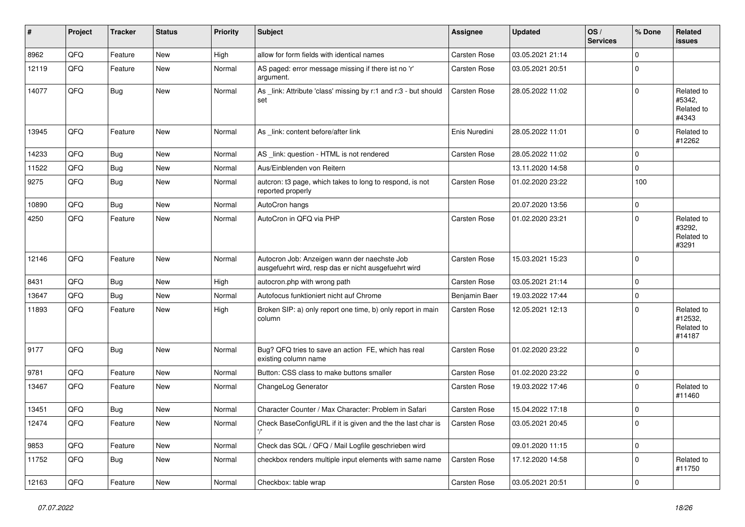| # | Project | Tracker | Status | Priority | Subject | Assignee | Updated | OS / Services | % Done | Related issues |
|---|---|---|---|---|---|---|---|---|---|---|
| 8962 | QFQ | Feature | New | High | allow for form fields with identical names | Carsten Rose | 03.05.2021 21:14 | | 0 | |
| 12119 | QFQ | Feature | New | Normal | AS paged: error message missing if there ist no 'r' argument. | Carsten Rose | 03.05.2021 20:51 | | 0 | |
| 14077 | QFQ | Bug | New | Normal | As _link: Attribute 'class' missing by r:1 and r:3 - but should set | Carsten Rose | 28.05.2022 11:02 | | 0 | Related to #5342, Related to #4343 |
| 13945 | QFQ | Feature | New | Normal | As _link: content before/after link | Enis Nuredini | 28.05.2022 11:01 | | 0 | Related to #12262 |
| 14233 | QFQ | Bug | New | Normal | AS _link: question - HTML is not rendered | Carsten Rose | 28.05.2022 11:02 | | 0 | |
| 11522 | QFQ | Bug | New | Normal | Aus/Einblenden von Reitern | | 13.11.2020 14:58 | | 0 | |
| 9275 | QFQ | Bug | New | Normal | autcron: t3 page, which takes to long to respond, is not reported properly | Carsten Rose | 01.02.2020 23:22 | | 100 | |
| 10890 | QFQ | Bug | New | Normal | AutoCron hangs | | 20.07.2020 13:56 | | 0 | |
| 4250 | QFQ | Feature | New | Normal | AutoCron in QFQ via PHP | Carsten Rose | 01.02.2020 23:21 | | 0 | Related to #3292, Related to #3291 |
| 12146 | QFQ | Feature | New | Normal | Autocron Job: Anzeigen wann der naechste Job ausgefuehrt wird, resp das er nicht ausgefuehrt wird | Carsten Rose | 15.03.2021 15:23 | | 0 | |
| 8431 | QFQ | Bug | New | High | autocron.php with wrong path | Carsten Rose | 03.05.2021 21:14 | | 0 | |
| 13647 | QFQ | Bug | New | Normal | Autofocus funktioniert nicht auf Chrome | Benjamin Baer | 19.03.2022 17:44 | | 0 | |
| 11893 | QFQ | Feature | New | High | Broken SIP: a) only report one time, b) only report in main column | Carsten Rose | 12.05.2021 12:13 | | 0 | Related to #12532, Related to #14187 |
| 9177 | QFQ | Bug | New | Normal | Bug? QFQ tries to save an action FE, which has real existing column name | Carsten Rose | 01.02.2020 23:22 | | 0 | |
| 9781 | QFQ | Feature | New | Normal | Button: CSS class to make buttons smaller | Carsten Rose | 01.02.2020 23:22 | | 0 | |
| 13467 | QFQ | Feature | New | Normal | ChangeLog Generator | Carsten Rose | 19.03.2022 17:46 | | 0 | Related to #11460 |
| 13451 | QFQ | Bug | New | Normal | Character Counter / Max Character: Problem in Safari | Carsten Rose | 15.04.2022 17:18 | | 0 | |
| 12474 | QFQ | Feature | New | Normal | Check BaseConfigURL if it is given and the the last char is '/' | Carsten Rose | 03.05.2021 20:45 | | 0 | |
| 9853 | QFQ | Feature | New | Normal | Check das SQL / QFQ / Mail Logfile geschrieben wird | | 09.01.2020 11:15 | | 0 | |
| 11752 | QFQ | Bug | New | Normal | checkbox renders multiple input elements with same name | Carsten Rose | 17.12.2020 14:58 | | 0 | Related to #11750 |
| 12163 | QFQ | Feature | New | Normal | Checkbox: table wrap | Carsten Rose | 03.05.2021 20:51 | | 0 | |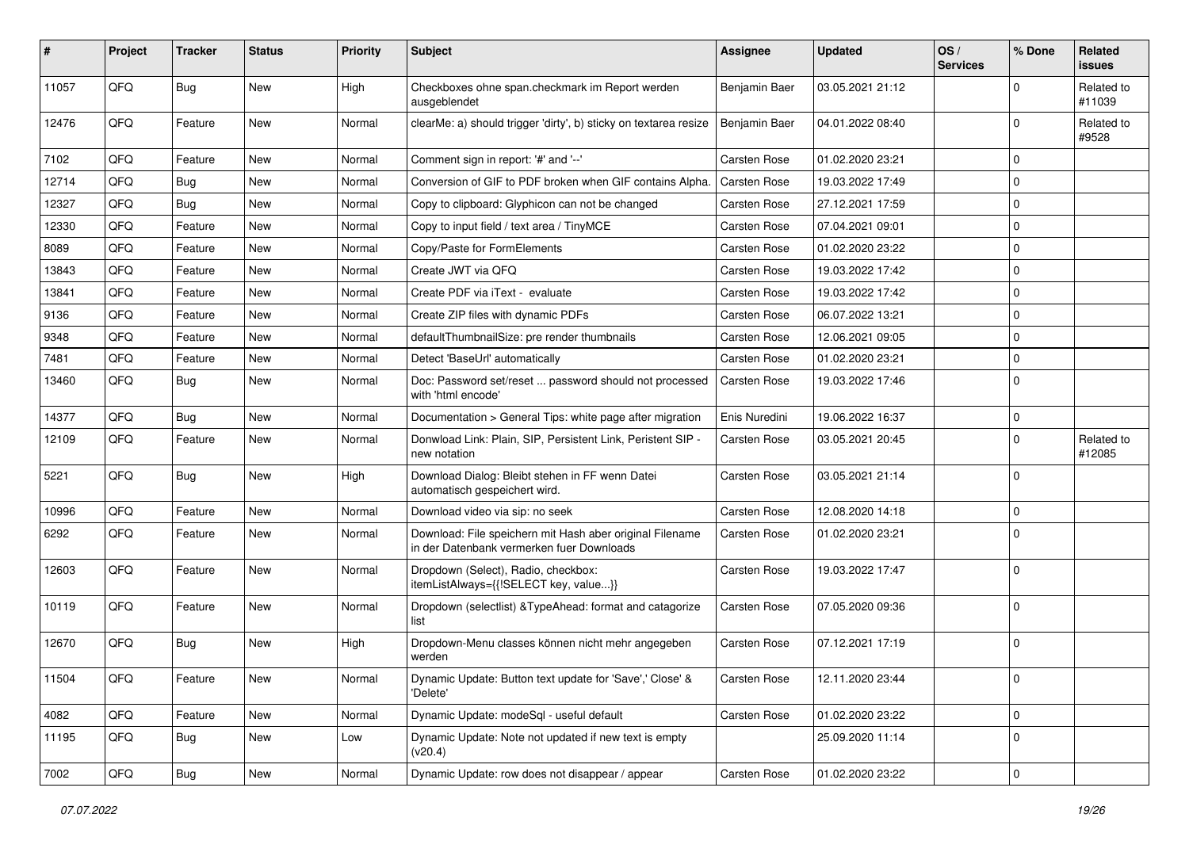| # | Project | Tracker | Status | Priority | Subject | Assignee | Updated | OS / Services | % Done | Related issues |
|---|---|---|---|---|---|---|---|---|---|---|
| 11057 | QFQ | Bug | New | High | Checkboxes ohne span.checkmark im Report werden ausgeblendet | Benjamin Baer | 03.05.2021 21:12 | | 0 | Related to #11039 |
| 12476 | QFQ | Feature | New | Normal | clearMe: a) should trigger 'dirty', b) sticky on textarea resize | Benjamin Baer | 04.01.2022 08:40 | | 0 | Related to #9528 |
| 7102 | QFQ | Feature | New | Normal | Comment sign in report: '#' and '--' | Carsten Rose | 01.02.2020 23:21 | | 0 | |
| 12714 | QFQ | Bug | New | Normal | Conversion of GIF to PDF broken when GIF contains Alpha. | Carsten Rose | 19.03.2022 17:49 | | 0 | |
| 12327 | QFQ | Bug | New | Normal | Copy to clipboard: Glyphicon can not be changed | Carsten Rose | 27.12.2021 17:59 | | 0 | |
| 12330 | QFQ | Feature | New | Normal | Copy to input field / text area / TinyMCE | Carsten Rose | 07.04.2021 09:01 | | 0 | |
| 8089 | QFQ | Feature | New | Normal | Copy/Paste for FormElements | Carsten Rose | 01.02.2020 23:22 | | 0 | |
| 13843 | QFQ | Feature | New | Normal | Create JWT via QFQ | Carsten Rose | 19.03.2022 17:42 | | 0 | |
| 13841 | QFQ | Feature | New | Normal | Create PDF via iText - evaluate | Carsten Rose | 19.03.2022 17:42 | | 0 | |
| 9136 | QFQ | Feature | New | Normal | Create ZIP files with dynamic PDFs | Carsten Rose | 06.07.2022 13:21 | | 0 | |
| 9348 | QFQ | Feature | New | Normal | defaultThumbnailSize: pre render thumbnails | Carsten Rose | 12.06.2021 09:05 | | 0 | |
| 7481 | QFQ | Feature | New | Normal | Detect 'BaseUrl' automatically | Carsten Rose | 01.02.2020 23:21 | | 0 | |
| 13460 | QFQ | Bug | New | Normal | Doc: Password set/reset ... password should not processed with 'html encode' | Carsten Rose | 19.03.2022 17:46 | | 0 | |
| 14377 | QFQ | Bug | New | Normal | Documentation > General Tips: white page after migration | Enis Nuredini | 19.06.2022 16:37 | | 0 | |
| 12109 | QFQ | Feature | New | Normal | Donwload Link: Plain, SIP, Persistent Link, Peristent SIP - new notation | Carsten Rose | 03.05.2021 20:45 | | 0 | Related to #12085 |
| 5221 | QFQ | Bug | New | High | Download Dialog: Bleibt stehen in FF wenn Datei automatisch gespeichert wird. | Carsten Rose | 03.05.2021 21:14 | | 0 | |
| 10996 | QFQ | Feature | New | Normal | Download video via sip: no seek | Carsten Rose | 12.08.2020 14:18 | | 0 | |
| 6292 | QFQ | Feature | New | Normal | Download: File speichern mit Hash aber original Filename in der Datenbank vermerken fuer Downloads | Carsten Rose | 01.02.2020 23:21 | | 0 | |
| 12603 | QFQ | Feature | New | Normal | Dropdown (Select), Radio, checkbox: itemListAlways={{!SELECT key, value...}} | Carsten Rose | 19.03.2022 17:47 | | 0 | |
| 10119 | QFQ | Feature | New | Normal | Dropdown (selectlist) &TypeAhead: format and catagorize list | Carsten Rose | 07.05.2020 09:36 | | 0 | |
| 12670 | QFQ | Bug | New | High | Dropdown-Menu classes können nicht mehr angegeben werden | Carsten Rose | 07.12.2021 17:19 | | 0 | |
| 11504 | QFQ | Feature | New | Normal | Dynamic Update: Button text update for 'Save',' Close' & 'Delete' | Carsten Rose | 12.11.2020 23:44 | | 0 | |
| 4082 | QFQ | Feature | New | Normal | Dynamic Update: modeSql - useful default | Carsten Rose | 01.02.2020 23:22 | | 0 | |
| 11195 | QFQ | Bug | New | Low | Dynamic Update: Note not updated if new text is empty (v20.4) | | 25.09.2020 11:14 | | 0 | |
| 7002 | QFQ | Bug | New | Normal | Dynamic Update: row does not disappear / appear | Carsten Rose | 01.02.2020 23:22 | | 0 | |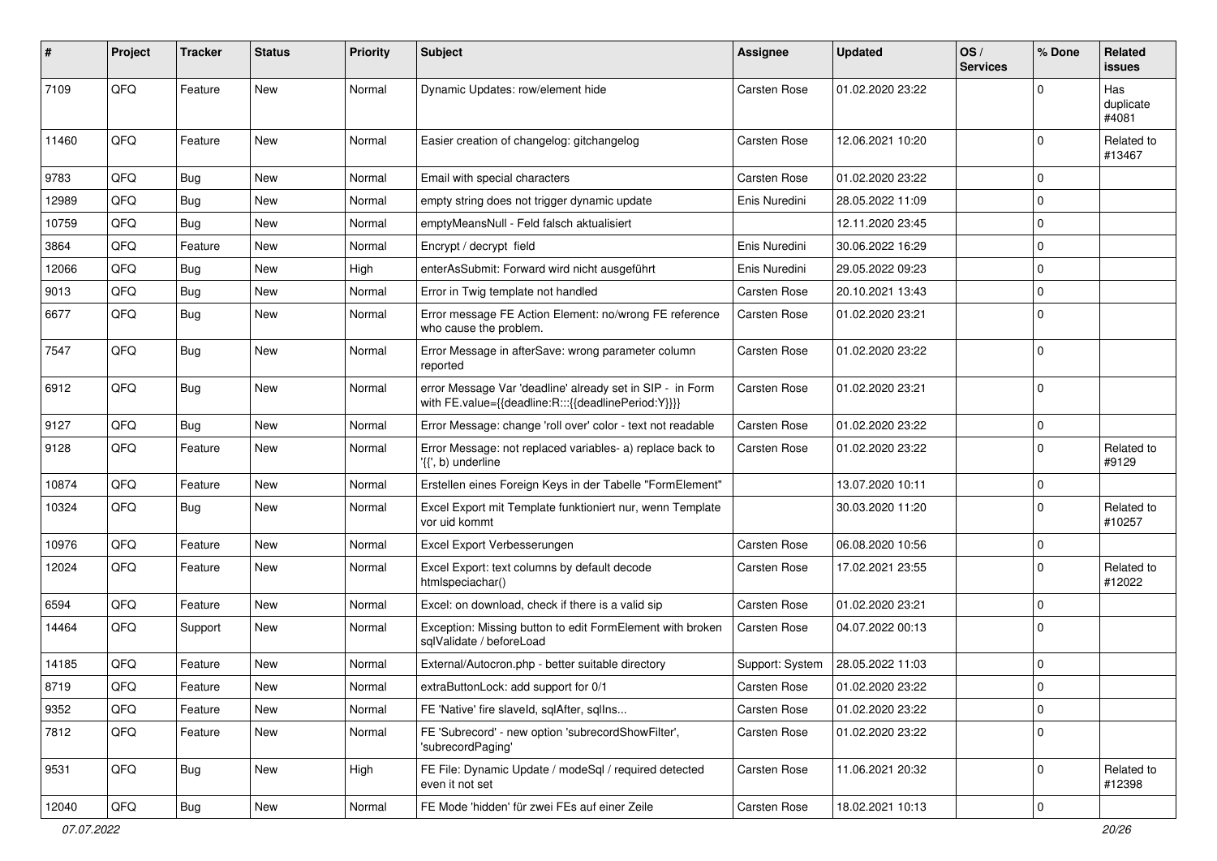| # | Project | Tracker | Status | Priority | Subject | Assignee | Updated | OS / Services | % Done | Related issues |
|---|---|---|---|---|---|---|---|---|---|---|
| 7109 | QFQ | Feature | New | Normal | Dynamic Updates: row/element hide | Carsten Rose | 01.02.2020 23:22 | | 0 | Has duplicate #4081 |
| 11460 | QFQ | Feature | New | Normal | Easier creation of changelog: gitchangelog | Carsten Rose | 12.06.2021 10:20 | | 0 | Related to #13467 |
| 9783 | QFQ | Bug | New | Normal | Email with special characters | Carsten Rose | 01.02.2020 23:22 | | 0 | |
| 12989 | QFQ | Bug | New | Normal | empty string does not trigger dynamic update | Enis Nuredini | 28.05.2022 11:09 | | 0 | |
| 10759 | QFQ | Bug | New | Normal | emptyMeansNull - Feld falsch aktualisiert | | 12.11.2020 23:45 | | 0 | |
| 3864 | QFQ | Feature | New | Normal | Encrypt / decrypt field | Enis Nuredini | 30.06.2022 16:29 | | 0 | |
| 12066 | QFQ | Bug | New | High | enterAsSubmit: Forward wird nicht ausgeführt | Enis Nuredini | 29.05.2022 09:23 | | 0 | |
| 9013 | QFQ | Bug | New | Normal | Error in Twig template not handled | Carsten Rose | 20.10.2021 13:43 | | 0 | |
| 6677 | QFQ | Bug | New | Normal | Error message FE Action Element: no/wrong FE reference who cause the problem. | Carsten Rose | 01.02.2020 23:21 | | 0 | |
| 7547 | QFQ | Bug | New | Normal | Error Message in afterSave: wrong parameter column reported | Carsten Rose | 01.02.2020 23:22 | | 0 | |
| 6912 | QFQ | Bug | New | Normal | error Message Var 'deadline' already set in SIP - in Form with FE.value={{deadline:R:::{{deadlinePeriod:Y}}}} | Carsten Rose | 01.02.2020 23:21 | | 0 | |
| 9127 | QFQ | Bug | New | Normal | Error Message: change 'roll over' color - text not readable | Carsten Rose | 01.02.2020 23:22 | | 0 | |
| 9128 | QFQ | Feature | New | Normal | Error Message: not replaced variables- a) replace back to '{{', b) underline | Carsten Rose | 01.02.2020 23:22 | | 0 | Related to #9129 |
| 10874 | QFQ | Feature | New | Normal | Erstellen eines Foreign Keys in der Tabelle "FormElement" | | 13.07.2020 10:11 | | 0 | |
| 10324 | QFQ | Bug | New | Normal | Excel Export mit Template funktioniert nur, wenn Template vor uid kommt | | 30.03.2020 11:20 | | 0 | Related to #10257 |
| 10976 | QFQ | Feature | New | Normal | Excel Export Verbesserungen | Carsten Rose | 06.08.2020 10:56 | | 0 | |
| 12024 | QFQ | Feature | New | Normal | Excel Export: text columns by default decode htmlspeciachar() | Carsten Rose | 17.02.2021 23:55 | | 0 | Related to #12022 |
| 6594 | QFQ | Feature | New | Normal | Excel: on download, check if there is a valid sip | Carsten Rose | 01.02.2020 23:21 | | 0 | |
| 14464 | QFQ | Support | New | Normal | Exception: Missing button to edit FormElement with broken sqlValidate / beforeLoad | Carsten Rose | 04.07.2022 00:13 | | 0 | |
| 14185 | QFQ | Feature | New | Normal | External/Autocron.php - better suitable directory | Support: System | 28.05.2022 11:03 | | 0 | |
| 8719 | QFQ | Feature | New | Normal | extraButtonLock: add support for 0/1 | Carsten Rose | 01.02.2020 23:22 | | 0 | |
| 9352 | QFQ | Feature | New | Normal | FE 'Native' fire slaveId, sqlAfter, sqlIns... | Carsten Rose | 01.02.2020 23:22 | | 0 | |
| 7812 | QFQ | Feature | New | Normal | FE 'Subrecord' - new option 'subrecordShowFilter', 'subrecordPaging' | Carsten Rose | 01.02.2020 23:22 | | 0 | |
| 9531 | QFQ | Bug | New | High | FE File: Dynamic Update / modeSql / required detected even it not set | Carsten Rose | 11.06.2021 20:32 | | 0 | Related to #12398 |
| 12040 | QFQ | Bug | New | Normal | FE Mode 'hidden' für zwei FEs auf einer Zeile | Carsten Rose | 18.02.2021 10:13 | | 0 | |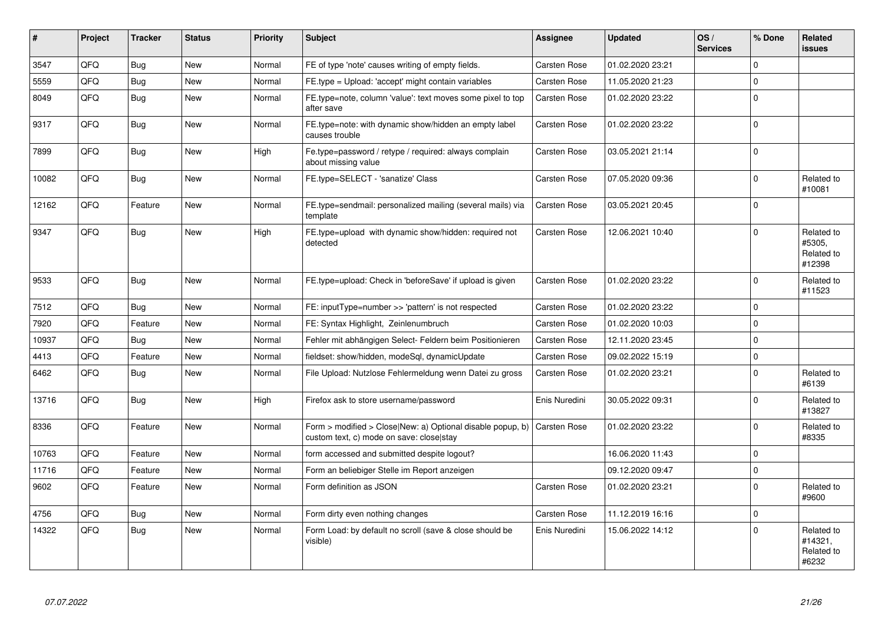| # | Project | Tracker | Status | Priority | Subject | Assignee | Updated | OS / Services | % Done | Related issues |
|---|---|---|---|---|---|---|---|---|---|---|
| 3547 | QFQ | Bug | New | Normal | FE of type 'note' causes writing of empty fields. | Carsten Rose | 01.02.2020 23:21 | | 0 | |
| 5559 | QFQ | Bug | New | Normal | FE.type = Upload: 'accept' might contain variables | Carsten Rose | 11.05.2020 21:23 | | 0 | |
| 8049 | QFQ | Bug | New | Normal | FE.type=note, column 'value': text moves some pixel to top after save | Carsten Rose | 01.02.2020 23:22 | | 0 | |
| 9317 | QFQ | Bug | New | Normal | FE.type=note: with dynamic show/hidden an empty label causes trouble | Carsten Rose | 01.02.2020 23:22 | | 0 | |
| 7899 | QFQ | Bug | New | High | Fe.type=password / retype / required: always complain about missing value | Carsten Rose | 03.05.2021 21:14 | | 0 | |
| 10082 | QFQ | Bug | New | Normal | FE.type=SELECT - 'sanatize' Class | Carsten Rose | 07.05.2020 09:36 | | 0 | Related to #10081 |
| 12162 | QFQ | Feature | New | Normal | FE.type=sendmail: personalized mailing (several mails) via template | Carsten Rose | 03.05.2021 20:45 | | 0 | |
| 9347 | QFQ | Bug | New | High | FE.type=upload with dynamic show/hidden: required not detected | Carsten Rose | 12.06.2021 10:40 | | 0 | Related to #5305, Related to #12398 |
| 9533 | QFQ | Bug | New | Normal | FE.type=upload: Check in 'beforeSave' if upload is given | Carsten Rose | 01.02.2020 23:22 | | 0 | Related to #11523 |
| 7512 | QFQ | Bug | New | Normal | FE: inputType=number >> 'pattern' is not respected | Carsten Rose | 01.02.2020 23:22 | | 0 | |
| 7920 | QFQ | Feature | New | Normal | FE: Syntax Highlight, Zeinlenumbruch | Carsten Rose | 01.02.2020 10:03 | | 0 | |
| 10937 | QFQ | Bug | New | Normal | Fehler mit abhängigen Select- Feldern beim Positionieren | Carsten Rose | 12.11.2020 23:45 | | 0 | |
| 4413 | QFQ | Feature | New | Normal | fieldset: show/hidden, modeSql, dynamicUpdate | Carsten Rose | 09.02.2022 15:19 | | 0 | |
| 6462 | QFQ | Bug | New | Normal | File Upload: Nutzlose Fehlermeldung wenn Datei zu gross | Carsten Rose | 01.02.2020 23:21 | | 0 | Related to #6139 |
| 13716 | QFQ | Bug | New | High | Firefox ask to store username/password | Enis Nuredini | 30.05.2022 09:31 | | 0 | Related to #13827 |
| 8336 | QFQ | Feature | New | Normal | Form > modified > Close\|New: a) Optional disable popup, b) custom text, c) mode on save: close\|stay | Carsten Rose | 01.02.2020 23:22 | | 0 | Related to #8335 |
| 10763 | QFQ | Feature | New | Normal | form accessed and submitted despite logout? | | 16.06.2020 11:43 | | 0 | |
| 11716 | QFQ | Feature | New | Normal | Form an beliebiger Stelle im Report anzeigen | | 09.12.2020 09:47 | | 0 | |
| 9602 | QFQ | Feature | New | Normal | Form definition as JSON | Carsten Rose | 01.02.2020 23:21 | | 0 | Related to #9600 |
| 4756 | QFQ | Bug | New | Normal | Form dirty even nothing changes | Carsten Rose | 11.12.2019 16:16 | | 0 | |
| 14322 | QFQ | Bug | New | Normal | Form Load: by default no scroll (save & close should be visible) | Enis Nuredini | 15.06.2022 14:12 | | 0 | Related to #14321, Related to #6232 |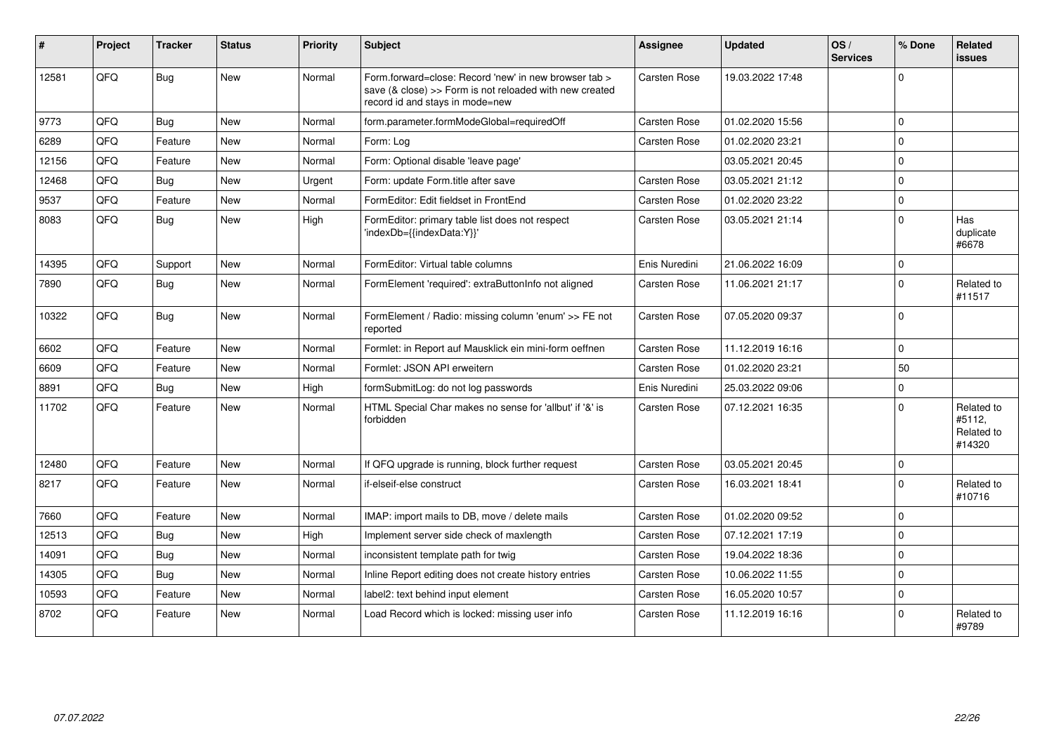| # | Project | Tracker | Status | Priority | Subject | Assignee | Updated | OS / Services | % Done | Related issues |
|---|---|---|---|---|---|---|---|---|---|---|
| 12581 | QFQ | Bug | New | Normal | Form.forward=close: Record 'new' in new browser tab > save (& close) >> Form is not reloaded with new created record id and stays in mode=new | Carsten Rose | 19.03.2022 17:48 | | 0 | |
| 9773 | QFQ | Bug | New | Normal | form.parameter.formModeGlobal=requiredOff | Carsten Rose | 01.02.2020 15:56 | | 0 | |
| 6289 | QFQ | Feature | New | Normal | Form: Log | Carsten Rose | 01.02.2020 23:21 | | 0 | |
| 12156 | QFQ | Feature | New | Normal | Form: Optional disable 'leave page' | | 03.05.2021 20:45 | | 0 | |
| 12468 | QFQ | Bug | New | Urgent | Form: update Form.title after save | Carsten Rose | 03.05.2021 21:12 | | 0 | |
| 9537 | QFQ | Feature | New | Normal | FormEditor: Edit fieldset in FrontEnd | Carsten Rose | 01.02.2020 23:22 | | 0 | |
| 8083 | QFQ | Bug | New | High | FormEditor: primary table list does not respect 'indexDb={{indexData:Y}}' | Carsten Rose | 03.05.2021 21:14 | | 0 | Has duplicate #6678 |
| 14395 | QFQ | Support | New | Normal | FormEditor: Virtual table columns | Enis Nuredini | 21.06.2022 16:09 | | 0 | |
| 7890 | QFQ | Bug | New | Normal | FormElement 'required': extraButtonInfo not aligned | Carsten Rose | 11.06.2021 21:17 | | 0 | Related to #11517 |
| 10322 | QFQ | Bug | New | Normal | FormElement / Radio: missing column 'enum' >> FE not reported | Carsten Rose | 07.05.2020 09:37 | | 0 | |
| 6602 | QFQ | Feature | New | Normal | Formlet: in Report auf Mausklick ein mini-form oeffnen | Carsten Rose | 11.12.2019 16:16 | | 0 | |
| 6609 | QFQ | Feature | New | Normal | Formlet: JSON API erweitern | Carsten Rose | 01.02.2020 23:21 | | 50 | |
| 8891 | QFQ | Bug | New | High | formSubmitLog: do not log passwords | Enis Nuredini | 25.03.2022 09:06 | | 0 | |
| 11702 | QFQ | Feature | New | Normal | HTML Special Char makes no sense for 'allbut' if '&' is forbidden | Carsten Rose | 07.12.2021 16:35 | | 0 | Related to #5112, Related to #14320 |
| 12480 | QFQ | Feature | New | Normal | If QFQ upgrade is running, block further request | Carsten Rose | 03.05.2021 20:45 | | 0 | |
| 8217 | QFQ | Feature | New | Normal | if-elseif-else construct | Carsten Rose | 16.03.2021 18:41 | | 0 | Related to #10716 |
| 7660 | QFQ | Feature | New | Normal | IMAP: import mails to DB, move / delete mails | Carsten Rose | 01.02.2020 09:52 | | 0 | |
| 12513 | QFQ | Bug | New | High | Implement server side check of maxlength | Carsten Rose | 07.12.2021 17:19 | | 0 | |
| 14091 | QFQ | Bug | New | Normal | inconsistent template path for twig | Carsten Rose | 19.04.2022 18:36 | | 0 | |
| 14305 | QFQ | Bug | New | Normal | Inline Report editing does not create history entries | Carsten Rose | 10.06.2022 11:55 | | 0 | |
| 10593 | QFQ | Feature | New | Normal | label2: text behind input element | Carsten Rose | 16.05.2020 10:57 | | 0 | |
| 8702 | QFQ | Feature | New | Normal | Load Record which is locked: missing user info | Carsten Rose | 11.12.2019 16:16 | | 0 | Related to #9789 |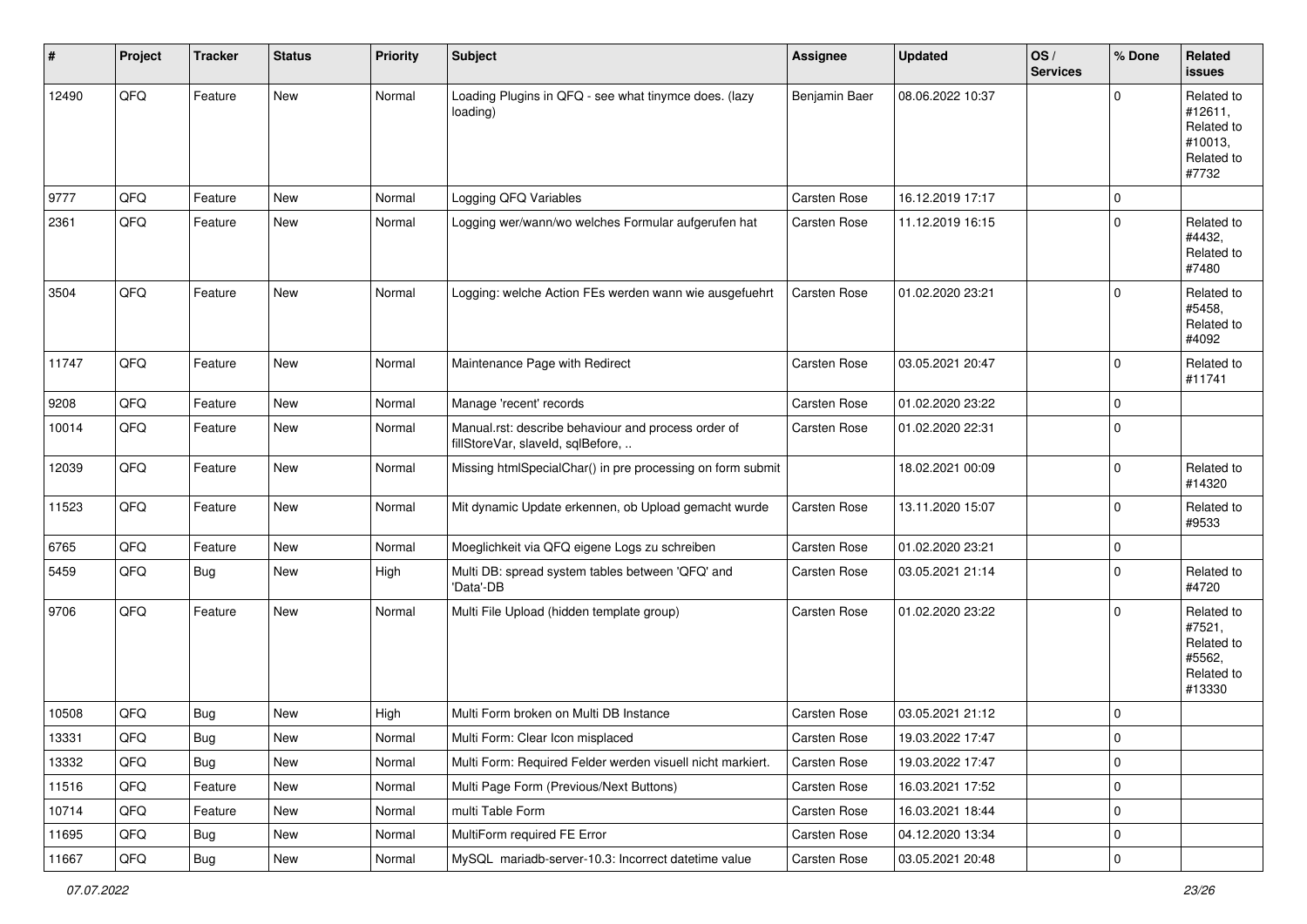| # | Project | Tracker | Status | Priority | Subject | Assignee | Updated | OS / Services | % Done | Related issues |
|---|---|---|---|---|---|---|---|---|---|---|
| 12490 | QFQ | Feature | New | Normal | Loading Plugins in QFQ - see what tinymce does. (lazy loading) | Benjamin Baer | 08.06.2022 10:37 | | 0 | Related to #12611, Related to #10013, Related to #7732 |
| 9777 | QFQ | Feature | New | Normal | Logging QFQ Variables | Carsten Rose | 16.12.2019 17:17 | | 0 | |
| 2361 | QFQ | Feature | New | Normal | Logging wer/wann/wo welches Formular aufgerufen hat | Carsten Rose | 11.12.2019 16:15 | | 0 | Related to #4432, Related to #7480 |
| 3504 | QFQ | Feature | New | Normal | Logging: welche Action FEs werden wann wie ausgefuehrt | Carsten Rose | 01.02.2020 23:21 | | 0 | Related to #5458, Related to #4092 |
| 11747 | QFQ | Feature | New | Normal | Maintenance Page with Redirect | Carsten Rose | 03.05.2021 20:47 | | 0 | Related to #11741 |
| 9208 | QFQ | Feature | New | Normal | Manage 'recent' records | Carsten Rose | 01.02.2020 23:22 | | 0 | |
| 10014 | QFQ | Feature | New | Normal | Manual.rst: describe behaviour and process order of fillStoreVar, slaveId, sqlBefore, .. | Carsten Rose | 01.02.2020 22:31 | | 0 | |
| 12039 | QFQ | Feature | New | Normal | Missing htmlSpecialChar() in pre processing on form submit | | 18.02.2021 00:09 | | 0 | Related to #14320 |
| 11523 | QFQ | Feature | New | Normal | Mit dynamic Update erkennen, ob Upload gemacht wurde | Carsten Rose | 13.11.2020 15:07 | | 0 | Related to #9533 |
| 6765 | QFQ | Feature | New | Normal | Moeglichkeit via QFQ eigene Logs zu schreiben | Carsten Rose | 01.02.2020 23:21 | | 0 | |
| 5459 | QFQ | Bug | New | High | Multi DB: spread system tables between 'QFQ' and 'Data'-DB | Carsten Rose | 03.05.2021 21:14 | | 0 | Related to #4720 |
| 9706 | QFQ | Feature | New | Normal | Multi File Upload (hidden template group) | Carsten Rose | 01.02.2020 23:22 | | 0 | Related to #7521, Related to #5562, Related to #13330 |
| 10508 | QFQ | Bug | New | High | Multi Form broken on Multi DB Instance | Carsten Rose | 03.05.2021 21:12 | | 0 | |
| 13331 | QFQ | Bug | New | Normal | Multi Form: Clear Icon misplaced | Carsten Rose | 19.03.2022 17:47 | | 0 | |
| 13332 | QFQ | Bug | New | Normal | Multi Form: Required Felder werden visuell nicht markiert. | Carsten Rose | 19.03.2022 17:47 | | 0 | |
| 11516 | QFQ | Feature | New | Normal | Multi Page Form (Previous/Next Buttons) | Carsten Rose | 16.03.2021 17:52 | | 0 | |
| 10714 | QFQ | Feature | New | Normal | multi Table Form | Carsten Rose | 16.03.2021 18:44 | | 0 | |
| 11695 | QFQ | Bug | New | Normal | MultiForm required FE Error | Carsten Rose | 04.12.2020 13:34 | | 0 | |
| 11667 | QFQ | Bug | New | Normal | MySQL mariadb-server-10.3: Incorrect datetime value | Carsten Rose | 03.05.2021 20:48 | | 0 | |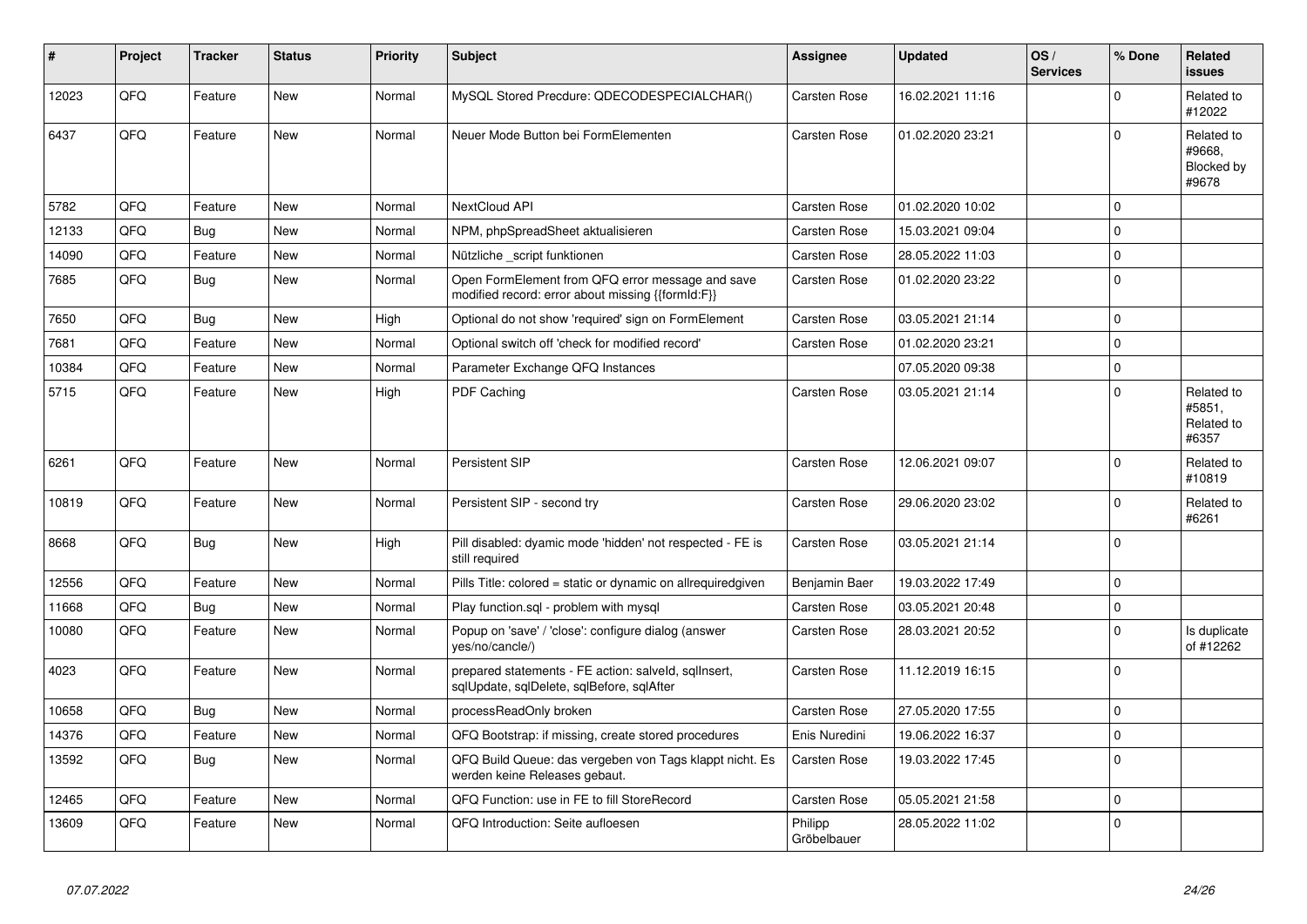| # | Project | Tracker | Status | Priority | Subject | Assignee | Updated | OS / Services | % Done | Related issues |
|---|---|---|---|---|---|---|---|---|---|---|
| 12023 | QFQ | Feature | New | Normal | MySQL Stored Precdure: QDECODESPECIALCHAR() | Carsten Rose | 16.02.2021 11:16 | | 0 | Related to #12022 |
| 6437 | QFQ | Feature | New | Normal | Neuer Mode Button bei FormElementen | Carsten Rose | 01.02.2020 23:21 | | 0 | Related to #9668, Blocked by #9678 |
| 5782 | QFQ | Feature | New | Normal | NextCloud API | Carsten Rose | 01.02.2020 10:02 | | 0 | |
| 12133 | QFQ | Bug | New | Normal | NPM, phpSpreadSheet aktualisieren | Carsten Rose | 15.03.2021 09:04 | | 0 | |
| 14090 | QFQ | Feature | New | Normal | Nützliche _script funktionen | Carsten Rose | 28.05.2022 11:03 | | 0 | |
| 7685 | QFQ | Bug | New | Normal | Open FormElement from QFQ error message and save modified record: error about missing {{formId:F}} | Carsten Rose | 01.02.2020 23:22 | | 0 | |
| 7650 | QFQ | Bug | New | High | Optional do not show 'required' sign on FormElement | Carsten Rose | 03.05.2021 21:14 | | 0 | |
| 7681 | QFQ | Feature | New | Normal | Optional switch off 'check for modified record' | Carsten Rose | 01.02.2020 23:21 | | 0 | |
| 10384 | QFQ | Feature | New | Normal | Parameter Exchange QFQ Instances | | 07.05.2020 09:38 | | 0 | |
| 5715 | QFQ | Feature | New | High | PDF Caching | Carsten Rose | 03.05.2021 21:14 | | 0 | Related to #5851, Related to #6357 |
| 6261 | QFQ | Feature | New | Normal | Persistent SIP | Carsten Rose | 12.06.2021 09:07 | | 0 | Related to #10819 |
| 10819 | QFQ | Feature | New | Normal | Persistent SIP - second try | Carsten Rose | 29.06.2020 23:02 | | 0 | Related to #6261 |
| 8668 | QFQ | Bug | New | High | Pill disabled: dyamic mode 'hidden' not respected - FE is still required | Carsten Rose | 03.05.2021 21:14 | | 0 | |
| 12556 | QFQ | Feature | New | Normal | Pills Title: colored = static or dynamic on allrequiredgiven | Benjamin Baer | 19.03.2022 17:49 | | 0 | |
| 11668 | QFQ | Bug | New | Normal | Play function.sql - problem with mysql | Carsten Rose | 03.05.2021 20:48 | | 0 | |
| 10080 | QFQ | Feature | New | Normal | Popup on 'save' / 'close': configure dialog (answer yes/no/cancle/) | Carsten Rose | 28.03.2021 20:52 | | 0 | Is duplicate of #12262 |
| 4023 | QFQ | Feature | New | Normal | prepared statements - FE action: salveld, sqlInsert, sqlUpdate, sqlDelete, sqlBefore, sqlAfter | Carsten Rose | 11.12.2019 16:15 | | 0 | |
| 10658 | QFQ | Bug | New | Normal | processReadOnly broken | Carsten Rose | 27.05.2020 17:55 | | 0 | |
| 14376 | QFQ | Feature | New | Normal | QFQ Bootstrap: if missing, create stored procedures | Enis Nuredini | 19.06.2022 16:37 | | 0 | |
| 13592 | QFQ | Bug | New | Normal | QFQ Build Queue: das vergeben von Tags klappt nicht. Es werden keine Releases gebaut. | Carsten Rose | 19.03.2022 17:45 | | 0 | |
| 12465 | QFQ | Feature | New | Normal | QFQ Function: use in FE to fill StoreRecord | Carsten Rose | 05.05.2021 21:58 | | 0 | |
| 13609 | QFQ | Feature | New | Normal | QFQ Introduction: Seite aufloesen | Philipp Gröbelbauer | 28.05.2022 11:02 | | 0 | |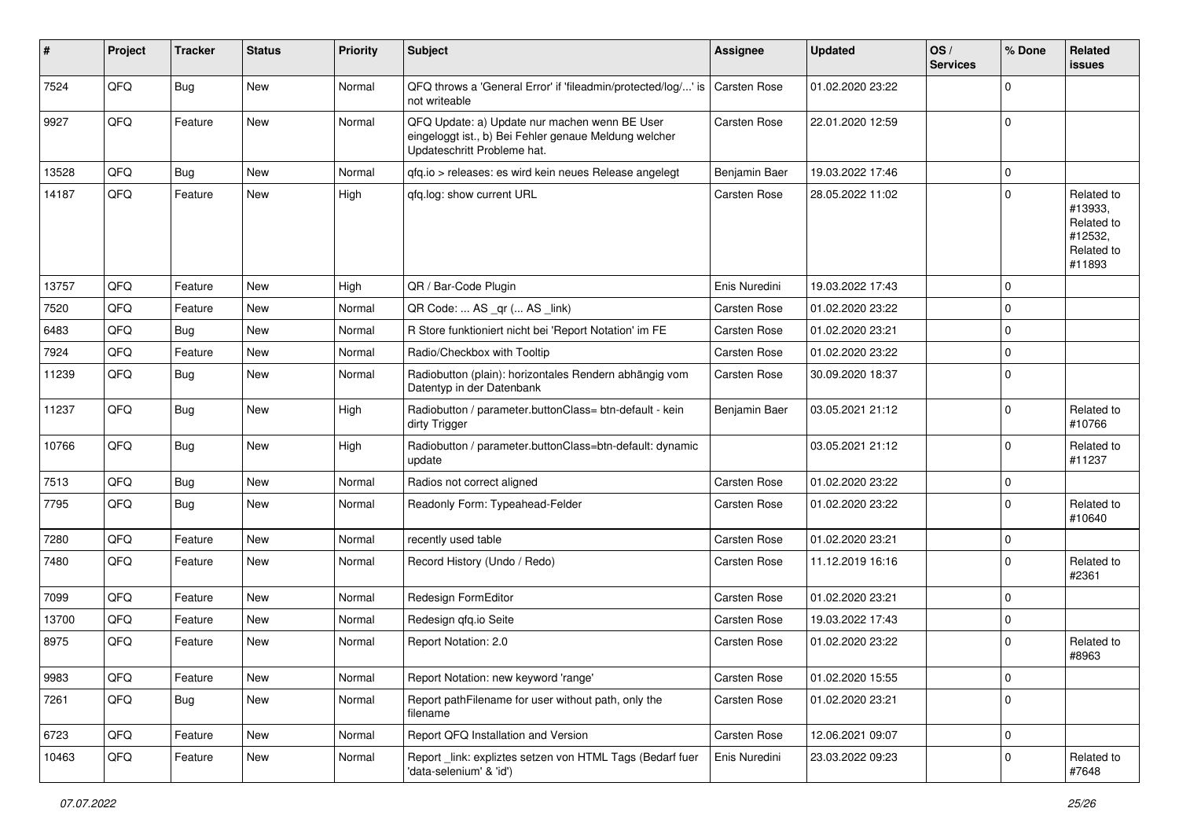| # | Project | Tracker | Status | Priority | Subject | Assignee | Updated | OS / Services | % Done | Related issues |
|---|---|---|---|---|---|---|---|---|---|---|
| 7524 | QFQ | Bug | New | Normal | QFQ throws a 'General Error' if 'fileadmin/protected/log/...' is not writeable | Carsten Rose | 01.02.2020 23:22 | | 0 | |
| 9927 | QFQ | Feature | New | Normal | QFQ Update: a) Update nur machen wenn BE User eingeloggt ist., b) Bei Fehler genaue Meldung welcher Updateschritt Probleme hat. | Carsten Rose | 22.01.2020 12:59 | | 0 | |
| 13528 | QFQ | Bug | New | Normal | qfq.io > releases: es wird kein neues Release angelegt | Benjamin Baer | 19.03.2022 17:46 | | 0 | |
| 14187 | QFQ | Feature | New | High | qfq.log: show current URL | Carsten Rose | 28.05.2022 11:02 | | 0 | Related to #13933, Related to #12532, Related to #11893 |
| 13757 | QFQ | Feature | New | High | QR / Bar-Code Plugin | Enis Nuredini | 19.03.2022 17:43 | | 0 | |
| 7520 | QFQ | Feature | New | Normal | QR Code: ... AS _qr (... AS _link) | Carsten Rose | 01.02.2020 23:22 | | 0 | |
| 6483 | QFQ | Bug | New | Normal | R Store funktioniert nicht bei 'Report Notation' im FE | Carsten Rose | 01.02.2020 23:21 | | 0 | |
| 7924 | QFQ | Feature | New | Normal | Radio/Checkbox with Tooltip | Carsten Rose | 01.02.2020 23:22 | | 0 | |
| 11239 | QFQ | Bug | New | Normal | Radiobutton (plain): horizontales Rendern abhängig vom Datentyp in der Datenbank | Carsten Rose | 30.09.2020 18:37 | | 0 | |
| 11237 | QFQ | Bug | New | High | Radiobutton / parameter.buttonClass= btn-default - kein dirty Trigger | Benjamin Baer | 03.05.2021 21:12 | | 0 | Related to #10766 |
| 10766 | QFQ | Bug | New | High | Radiobutton / parameter.buttonClass=btn-default: dynamic update | | 03.05.2021 21:12 | | 0 | Related to #11237 |
| 7513 | QFQ | Bug | New | Normal | Radios not correct aligned | Carsten Rose | 01.02.2020 23:22 | | 0 | |
| 7795 | QFQ | Bug | New | Normal | Readonly Form: Typeahead-Felder | Carsten Rose | 01.02.2020 23:22 | | 0 | Related to #10640 |
| 7280 | QFQ | Feature | New | Normal | recently used table | Carsten Rose | 01.02.2020 23:21 | | 0 | |
| 7480 | QFQ | Feature | New | Normal | Record History (Undo / Redo) | Carsten Rose | 11.12.2019 16:16 | | 0 | Related to #2361 |
| 7099 | QFQ | Feature | New | Normal | Redesign FormEditor | Carsten Rose | 01.02.2020 23:21 | | 0 | |
| 13700 | QFQ | Feature | New | Normal | Redesign qfq.io Seite | Carsten Rose | 19.03.2022 17:43 | | 0 | |
| 8975 | QFQ | Feature | New | Normal | Report Notation: 2.0 | Carsten Rose | 01.02.2020 23:22 | | 0 | Related to #8963 |
| 9983 | QFQ | Feature | New | Normal | Report Notation: new keyword 'range' | Carsten Rose | 01.02.2020 15:55 | | 0 | |
| 7261 | QFQ | Bug | New | Normal | Report pathFilename for user without path, only the filename | Carsten Rose | 01.02.2020 23:21 | | 0 | |
| 6723 | QFQ | Feature | New | Normal | Report QFQ Installation and Version | Carsten Rose | 12.06.2021 09:07 | | 0 | |
| 10463 | QFQ | Feature | New | Normal | Report _link: expliztes setzen von HTML Tags (Bedarf fuer 'data-selenium' & 'id') | Enis Nuredini | 23.03.2022 09:23 | | 0 | Related to #7648 |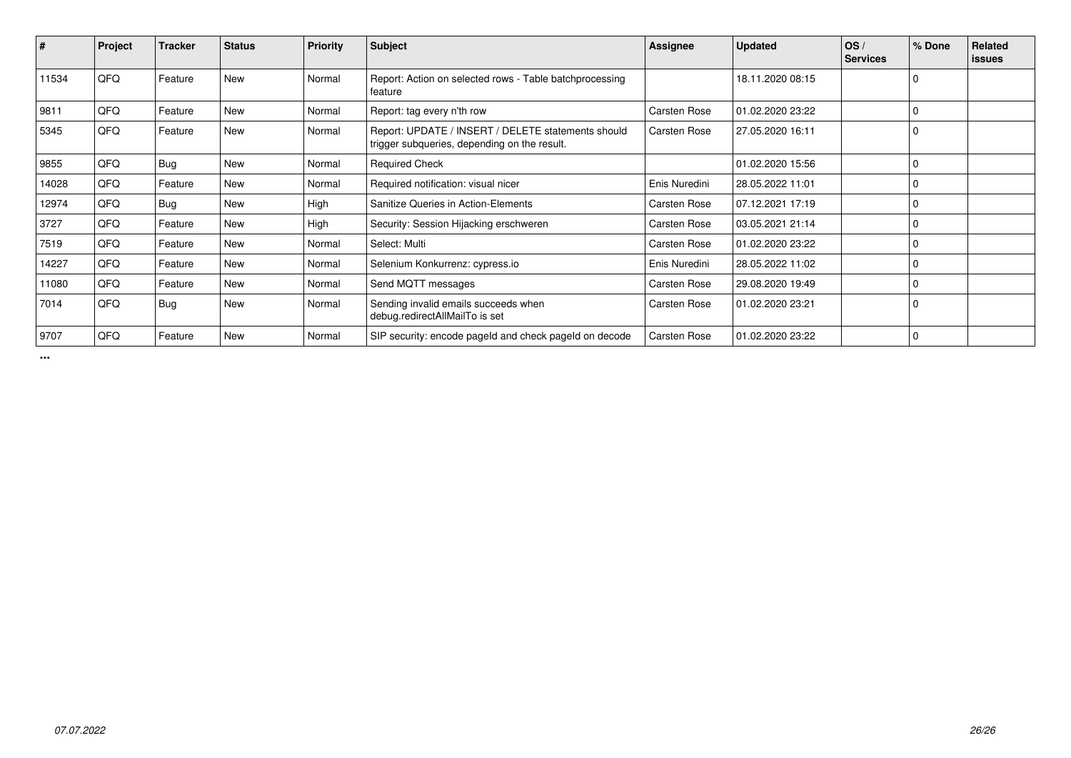| # | Project | Tracker | Status | Priority | Subject | Assignee | Updated | OS / Services | % Done | Related issues |
|---|---|---|---|---|---|---|---|---|---|---|
| 11534 | QFQ | Feature | New | Normal | Report: Action on selected rows - Table batchprocessing feature | | 18.11.2020 08:15 | | 0 | |
| 9811 | QFQ | Feature | New | Normal | Report: tag every n'th row | Carsten Rose | 01.02.2020 23:22 | | 0 | |
| 5345 | QFQ | Feature | New | Normal | Report: UPDATE / INSERT / DELETE statements should trigger subqueries, depending on the result. | Carsten Rose | 27.05.2020 16:11 | | 0 | |
| 9855 | QFQ | Bug | New | Normal | Required Check | | 01.02.2020 15:56 | | 0 | |
| 14028 | QFQ | Feature | New | Normal | Required notification: visual nicer | Enis Nuredini | 28.05.2022 11:01 | | 0 | |
| 12974 | QFQ | Bug | New | High | Sanitize Queries in Action-Elements | Carsten Rose | 07.12.2021 17:19 | | 0 | |
| 3727 | QFQ | Feature | New | High | Security: Session Hijacking erschweren | Carsten Rose | 03.05.2021 21:14 | | 0 | |
| 7519 | QFQ | Feature | New | Normal | Select: Multi | Carsten Rose | 01.02.2020 23:22 | | 0 | |
| 14227 | QFQ | Feature | New | Normal | Selenium Konkurrenz: cypress.io | Enis Nuredini | 28.05.2022 11:02 | | 0 | |
| 11080 | QFQ | Feature | New | Normal | Send MQTT messages | Carsten Rose | 29.08.2020 19:49 | | 0 | |
| 7014 | QFQ | Bug | New | Normal | Sending invalid emails succeeds when debug.redirectAllMailTo is set | Carsten Rose | 01.02.2020 23:21 | | 0 | |
| 9707 | QFQ | Feature | New | Normal | SIP security: encode pageId and check pageId on decode | Carsten Rose | 01.02.2020 23:22 | | 0 | |

...

*07.07.2022*